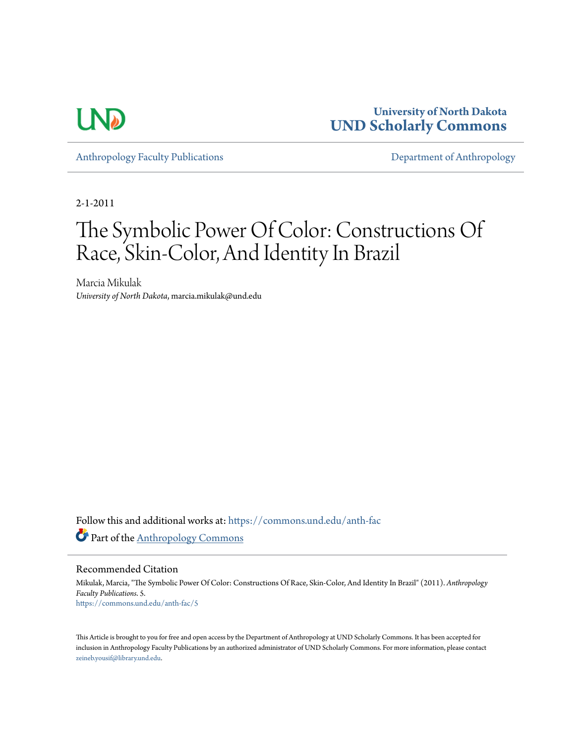University of North Dakota
UND Scholarly Commons

Anthropology Faculty Publications

Department of Anthropology

2-1-2011

# The Symbolic Power Of Color: Constructions Of Race, Skin-Color, And Identity In Brazil

Marcia Mikulak
*University of North Dakota*, marcia.mikulak@und.edu

Follow this and additional works at: https://commons.und.edu/anth-fac

Part of the Anthropology Commons

## Recommended Citation

Mikulak, Marcia, "The Symbolic Power Of Color: Constructions Of Race, Skin-Color, And Identity In Brazil" (2011). *Anthropology Faculty Publications*. 5.
https://commons.und.edu/anth-fac/5

This Article is brought to you for free and open access by the Department of Anthropology at UND Scholarly Commons. It has been accepted for inclusion in Anthropology Faculty Publications by an authorized administrator of UND Scholarly Commons. For more information, please contact zeineb.yousif@library.und.edu.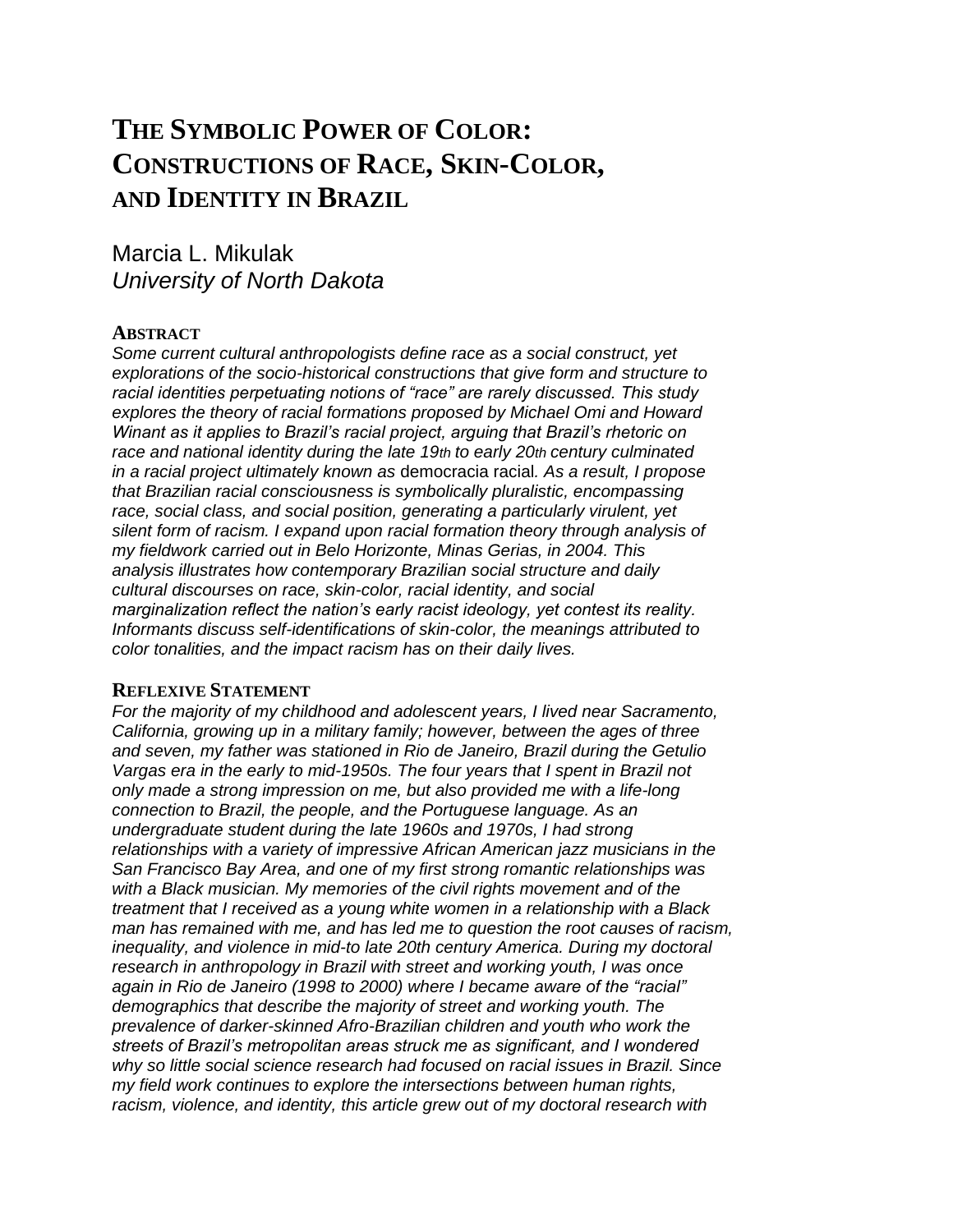# The Symbolic Power of Color: Constructions of Race, Skin-Color, and Identity in Brazil

Marcia L. Mikulak
*University of North Dakota*

## Abstract

*Some current cultural anthropologists define race as a social construct, yet explorations of the socio-historical constructions that give form and structure to racial identities perpetuating notions of "race" are rarely discussed. This study explores the theory of racial formations proposed by Michael Omi and Howard Winant as it applies to Brazil's racial project, arguing that Brazil's rhetoric on race and national identity during the late 19th to early 20th century culminated in a racial project ultimately known as* democracia racial*. As a result, I propose that Brazilian racial consciousness is symbolically pluralistic, encompassing race, social class, and social position, generating a particularly virulent, yet silent form of racism. I expand upon racial formation theory through analysis of my fieldwork carried out in Belo Horizonte, Minas Gerias, in 2004. This analysis illustrates how contemporary Brazilian social structure and daily cultural discourses on race, skin-color, racial identity, and social marginalization reflect the nation's early racist ideology, yet contest its reality. Informants discuss self-identifications of skin-color, the meanings attributed to color tonalities, and the impact racism has on their daily lives.*

## Reflexive Statement

*For the majority of my childhood and adolescent years, I lived near Sacramento, California, growing up in a military family; however, between the ages of three and seven, my father was stationed in Rio de Janeiro, Brazil during the Getulio Vargas era in the early to mid-1950s. The four years that I spent in Brazil not only made a strong impression on me, but also provided me with a life-long connection to Brazil, the people, and the Portuguese language. As an undergraduate student during the late 1960s and 1970s, I had strong relationships with a variety of impressive African American jazz musicians in the San Francisco Bay Area, and one of my first strong romantic relationships was with a Black musician. My memories of the civil rights movement and of the treatment that I received as a young white women in a relationship with a Black man has remained with me, and has led me to question the root causes of racism, inequality, and violence in mid-to late 20th century America. During my doctoral research in anthropology in Brazil with street and working youth, I was once again in Rio de Janeiro (1998 to 2000) where I became aware of the "racial" demographics that describe the majority of street and working youth. The prevalence of darker-skinned Afro-Brazilian children and youth who work the streets of Brazil's metropolitan areas struck me as significant, and I wondered why so little social science research had focused on racial issues in Brazil. Since my field work continues to explore the intersections between human rights, racism, violence, and identity, this article grew out of my doctoral research with*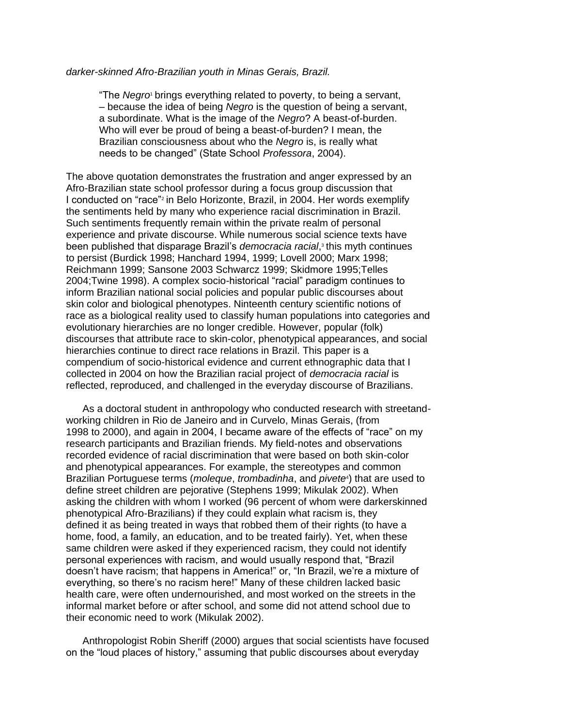*darker-skinned Afro-Brazilian youth in Minas Gerais, Brazil.*

> "The *Negro*[1] brings everything related to poverty, to being a servant, – because the idea of being *Negro* is the question of being a servant, a subordinate. What is the image of the *Negro*? A beast-of-burden. Who will ever be proud of being a beast-of-burden? I mean, the Brazilian consciousness about who the *Negro* is, is really what needs to be changed" (State School *Professora*, 2004).

The above quotation demonstrates the frustration and anger expressed by an Afro-Brazilian state school professor during a focus group discussion that I conducted on "race"[2] in Belo Horizonte, Brazil, in 2004. Her words exemplify the sentiments held by many who experience racial discrimination in Brazil. Such sentiments frequently remain within the private realm of personal experience and private discourse. While numerous social science texts have been published that disparage Brazil's *democracia racial*,[3] this myth continues to persist (Burdick 1998; Hanchard 1994, 1999; Lovell 2000; Marx 1998; Reichmann 1999; Sansone 2003 Schwarcz 1999; Skidmore 1995;Telles 2004;Twine 1998). A complex socio-historical "racial" paradigm continues to inform Brazilian national social policies and popular public discourses about skin color and biological phenotypes. Nineteenth century scientific notions of race as a biological reality used to classify human populations into categories and evolutionary hierarchies are no longer credible. However, popular (folk) discourses that attribute race to skin-color, phenotypical appearances, and social hierarchies continue to direct race relations in Brazil. This paper is a compendium of socio-historical evidence and current ethnographic data that I collected in 2004 on how the Brazilian racial project of *democracia racial* is reflected, reproduced, and challenged in the everyday discourse of Brazilians.

As a doctoral student in anthropology who conducted research with streetand-working children in Rio de Janeiro and in Curvelo, Minas Gerais, (from 1998 to 2000), and again in 2004, I became aware of the effects of "race" on my research participants and Brazilian friends. My field-notes and observations recorded evidence of racial discrimination that were based on both skin-color and phenotypical appearances. For example, the stereotypes and common Brazilian Portuguese terms (*moleque*, *trombadinha*, and *pivete*[4]) that are used to define street children are pejorative (Stephens 1999; Mikulak 2002). When asking the children with whom I worked (96 percent of whom were darkerskinned phenotypical Afro-Brazilians) if they could explain what racism is, they defined it as being treated in ways that robbed them of their rights (to have a home, food, a family, an education, and to be treated fairly). Yet, when these same children were asked if they experienced racism, they could not identify personal experiences with racism, and would usually respond that, "Brazil doesn't have racism; that happens in America!" or, "In Brazil, we're a mixture of everything, so there's no racism here!" Many of these children lacked basic health care, were often undernourished, and most worked on the streets in the informal market before or after school, and some did not attend school due to their economic need to work (Mikulak 2002).

Anthropologist Robin Sheriff (2000) argues that social scientists have focused on the "loud places of history," assuming that public discourses about everyday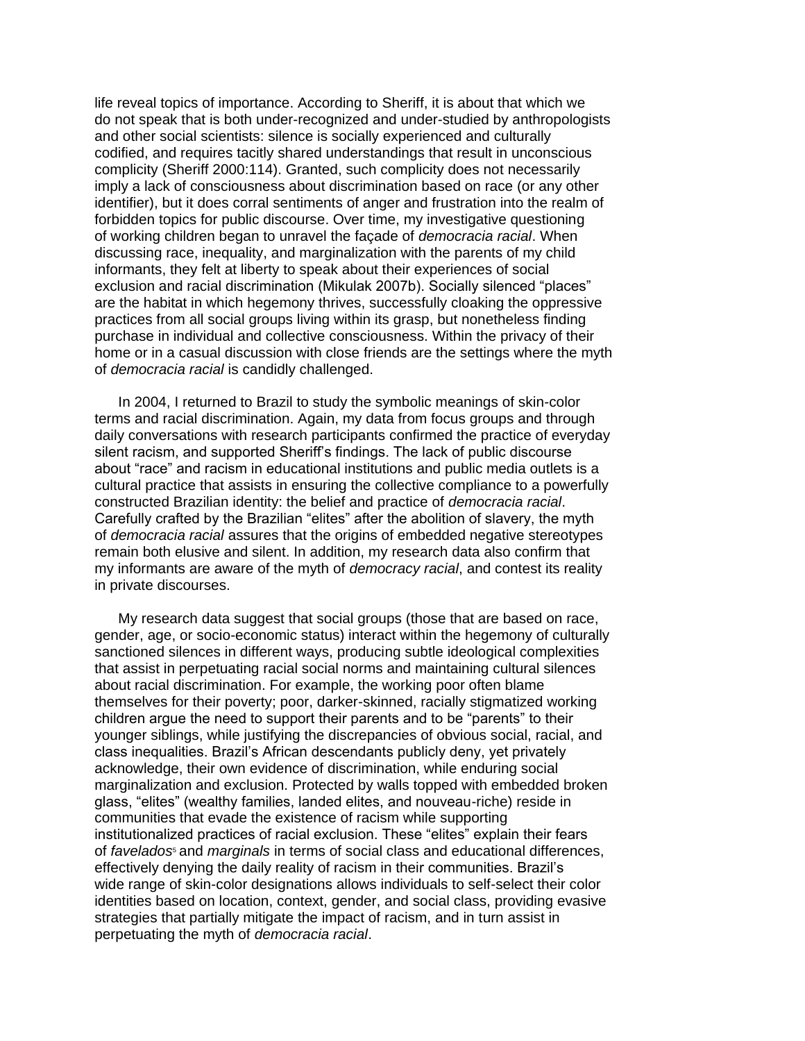life reveal topics of importance. According to Sheriff, it is about that which we do not speak that is both under-recognized and under-studied by anthropologists and other social scientists: silence is socially experienced and culturally codified, and requires tacitly shared understandings that result in unconscious complicity (Sheriff 2000:114). Granted, such complicity does not necessarily imply a lack of consciousness about discrimination based on race (or any other identifier), but it does corral sentiments of anger and frustration into the realm of forbidden topics for public discourse. Over time, my investigative questioning of working children began to unravel the façade of *democracia racial*. When discussing race, inequality, and marginalization with the parents of my child informants, they felt at liberty to speak about their experiences of social exclusion and racial discrimination (Mikulak 2007b). Socially silenced "places" are the habitat in which hegemony thrives, successfully cloaking the oppressive practices from all social groups living within its grasp, but nonetheless finding purchase in individual and collective consciousness. Within the privacy of their home or in a casual discussion with close friends are the settings where the myth of *democracia racial* is candidly challenged.

In 2004, I returned to Brazil to study the symbolic meanings of skin-color terms and racial discrimination. Again, my data from focus groups and through daily conversations with research participants confirmed the practice of everyday silent racism, and supported Sheriff's findings. The lack of public discourse about "race" and racism in educational institutions and public media outlets is a cultural practice that assists in ensuring the collective compliance to a powerfully constructed Brazilian identity: the belief and practice of *democracia racial*. Carefully crafted by the Brazilian "elites" after the abolition of slavery, the myth of *democracia racial* assures that the origins of embedded negative stereotypes remain both elusive and silent. In addition, my research data also confirm that my informants are aware of the myth of *democracy racial*, and contest its reality in private discourses.

My research data suggest that social groups (those that are based on race, gender, age, or socio-economic status) interact within the hegemony of culturally sanctioned silences in different ways, producing subtle ideological complexities that assist in perpetuating racial social norms and maintaining cultural silences about racial discrimination. For example, the working poor often blame themselves for their poverty; poor, darker-skinned, racially stigmatized working children argue the need to support their parents and to be "parents" to their younger siblings, while justifying the discrepancies of obvious social, racial, and class inequalities. Brazil's African descendants publicly deny, yet privately acknowledge, their own evidence of discrimination, while enduring social marginalization and exclusion. Protected by walls topped with embedded broken glass, "elites" (wealthy families, landed elites, and nouveau-riche) reside in communities that evade the existence of racism while supporting institutionalized practices of racial exclusion. These "elites" explain their fears of *favelados*[5] and *marginals* in terms of social class and educational differences, effectively denying the daily reality of racism in their communities. Brazil's wide range of skin-color designations allows individuals to self-select their color identities based on location, context, gender, and social class, providing evasive strategies that partially mitigate the impact of racism, and in turn assist in perpetuating the myth of *democracia racial*.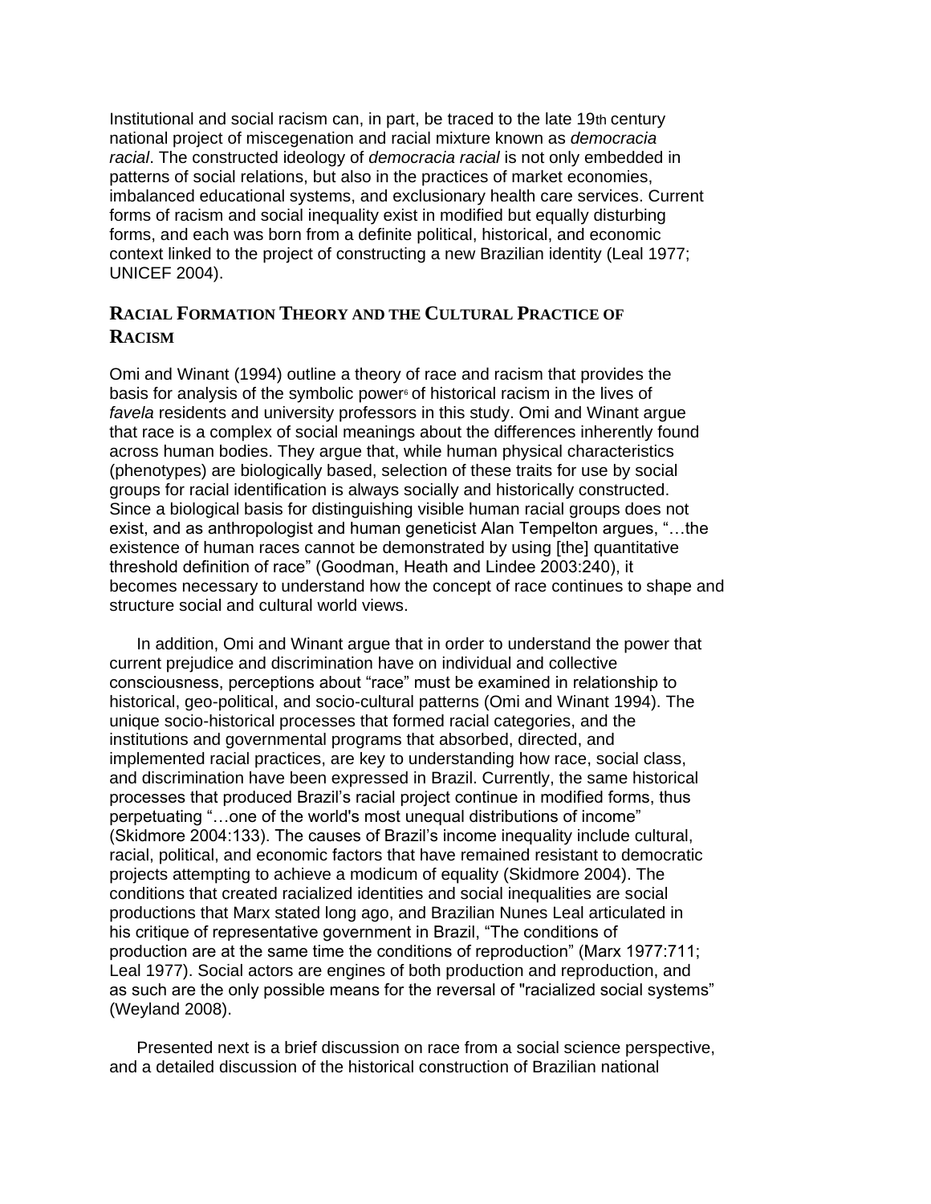Institutional and social racism can, in part, be traced to the late 19th century national project of miscegenation and racial mixture known as *democracia racial*. The constructed ideology of *democracia racial* is not only embedded in patterns of social relations, but also in the practices of market economies, imbalanced educational systems, and exclusionary health care services. Current forms of racism and social inequality exist in modified but equally disturbing forms, and each was born from a definite political, historical, and economic context linked to the project of constructing a new Brazilian identity (Leal 1977; UNICEF 2004).

## Racial Formation Theory and the Cultural Practice of Racism

Omi and Winant (1994) outline a theory of race and racism that provides the basis for analysis of the symbolic power[6] of historical racism in the lives of *favela* residents and university professors in this study. Omi and Winant argue that race is a complex of social meanings about the differences inherently found across human bodies. They argue that, while human physical characteristics (phenotypes) are biologically based, selection of these traits for use by social groups for racial identification is always socially and historically constructed. Since a biological basis for distinguishing visible human racial groups does not exist, and as anthropologist and human geneticist Alan Tempelton argues, "…the existence of human races cannot be demonstrated by using [the] quantitative threshold definition of race" (Goodman, Heath and Lindee 2003:240), it becomes necessary to understand how the concept of race continues to shape and structure social and cultural world views.

In addition, Omi and Winant argue that in order to understand the power that current prejudice and discrimination have on individual and collective consciousness, perceptions about "race" must be examined in relationship to historical, geo-political, and socio-cultural patterns (Omi and Winant 1994). The unique socio-historical processes that formed racial categories, and the institutions and governmental programs that absorbed, directed, and implemented racial practices, are key to understanding how race, social class, and discrimination have been expressed in Brazil. Currently, the same historical processes that produced Brazil's racial project continue in modified forms, thus perpetuating "…one of the world's most unequal distributions of income" (Skidmore 2004:133). The causes of Brazil's income inequality include cultural, racial, political, and economic factors that have remained resistant to democratic projects attempting to achieve a modicum of equality (Skidmore 2004). The conditions that created racialized identities and social inequalities are social productions that Marx stated long ago, and Brazilian Nunes Leal articulated in his critique of representative government in Brazil, "The conditions of production are at the same time the conditions of reproduction" (Marx 1977:711; Leal 1977). Social actors are engines of both production and reproduction, and as such are the only possible means for the reversal of "racialized social systems" (Weyland 2008).

Presented next is a brief discussion on race from a social science perspective, and a detailed discussion of the historical construction of Brazilian national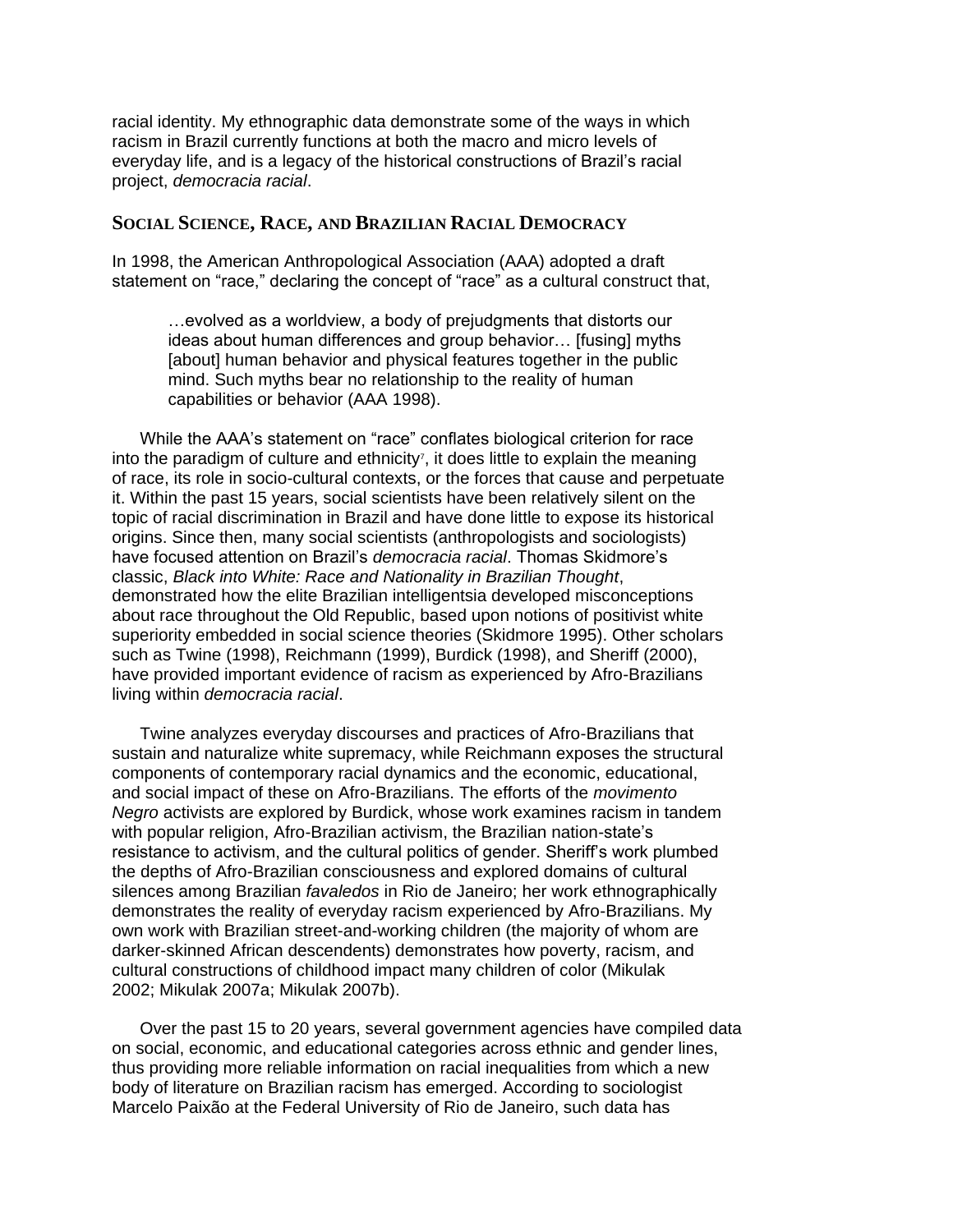racial identity. My ethnographic data demonstrate some of the ways in which racism in Brazil currently functions at both the macro and micro levels of everyday life, and is a legacy of the historical constructions of Brazil's racial project, *democracia racial*.

## SOCIAL SCIENCE, RACE, AND BRAZILIAN RACIAL DEMOCRACY

In 1998, the American Anthropological Association (AAA) adopted a draft statement on "race," declaring the concept of "race" as a cultural construct that,

> …evolved as a worldview, a body of prejudgments that distorts our ideas about human differences and group behavior… [fusing] myths [about] human behavior and physical features together in the public mind. Such myths bear no relationship to the reality of human capabilities or behavior (AAA 1998).

While the AAA's statement on "race" conflates biological criterion for race into the paradigm of culture and ethnicity[7], it does little to explain the meaning of race, its role in socio-cultural contexts, or the forces that cause and perpetuate it. Within the past 15 years, social scientists have been relatively silent on the topic of racial discrimination in Brazil and have done little to expose its historical origins. Since then, many social scientists (anthropologists and sociologists) have focused attention on Brazil's *democracia racial*. Thomas Skidmore's classic, *Black into White: Race and Nationality in Brazilian Thought*, demonstrated how the elite Brazilian intelligentsia developed misconceptions about race throughout the Old Republic, based upon notions of positivist white superiority embedded in social science theories (Skidmore 1995). Other scholars such as Twine (1998), Reichmann (1999), Burdick (1998), and Sheriff (2000), have provided important evidence of racism as experienced by Afro-Brazilians living within *democracia racial*.

Twine analyzes everyday discourses and practices of Afro-Brazilians that sustain and naturalize white supremacy, while Reichmann exposes the structural components of contemporary racial dynamics and the economic, educational, and social impact of these on Afro-Brazilians. The efforts of the *movimento Negro* activists are explored by Burdick, whose work examines racism in tandem with popular religion, Afro-Brazilian activism, the Brazilian nation-state's resistance to activism, and the cultural politics of gender. Sheriff's work plumbed the depths of Afro-Brazilian consciousness and explored domains of cultural silences among Brazilian *favaledos* in Rio de Janeiro; her work ethnographically demonstrates the reality of everyday racism experienced by Afro-Brazilians. My own work with Brazilian street-and-working children (the majority of whom are darker-skinned African descendents) demonstrates how poverty, racism, and cultural constructions of childhood impact many children of color (Mikulak 2002; Mikulak 2007a; Mikulak 2007b).

Over the past 15 to 20 years, several government agencies have compiled data on social, economic, and educational categories across ethnic and gender lines, thus providing more reliable information on racial inequalities from which a new body of literature on Brazilian racism has emerged. According to sociologist Marcelo Paixão at the Federal University of Rio de Janeiro, such data has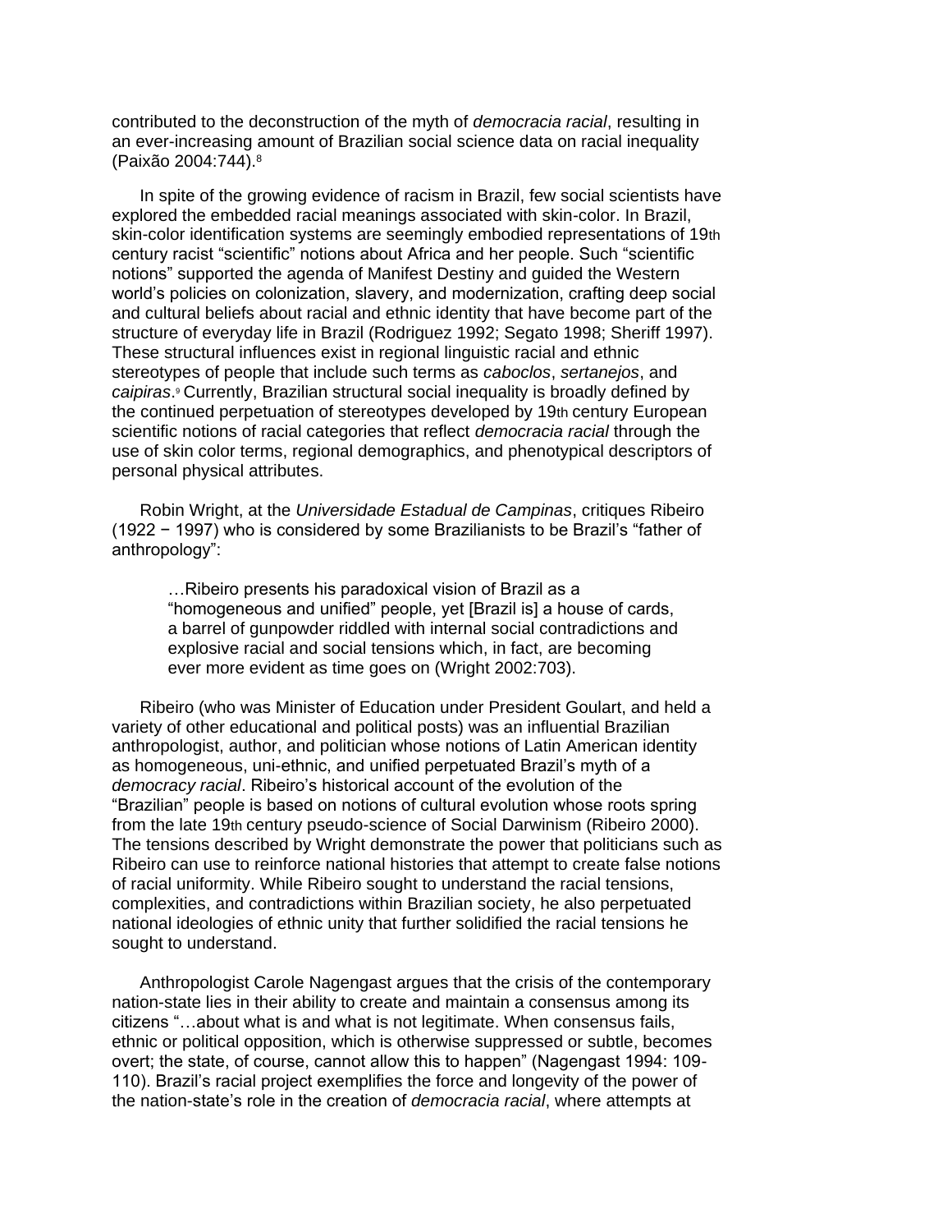contributed to the deconstruction of the myth of *democracia racial*, resulting in an ever-increasing amount of Brazilian social science data on racial inequality (Paixão 2004:744).[8]

In spite of the growing evidence of racism in Brazil, few social scientists have explored the embedded racial meanings associated with skin-color. In Brazil, skin-color identification systems are seemingly embodied representations of 19th century racist "scientific" notions about Africa and her people. Such "scientific notions" supported the agenda of Manifest Destiny and guided the Western world's policies on colonization, slavery, and modernization, crafting deep social and cultural beliefs about racial and ethnic identity that have become part of the structure of everyday life in Brazil (Rodriguez 1992; Segato 1998; Sheriff 1997). These structural influences exist in regional linguistic racial and ethnic stereotypes of people that include such terms as *caboclos*, *sertanejos*, and *caipiras*.[9] Currently, Brazilian structural social inequality is broadly defined by the continued perpetuation of stereotypes developed by 19th century European scientific notions of racial categories that reflect *democracia racial* through the use of skin color terms, regional demographics, and phenotypical descriptors of personal physical attributes.

Robin Wright, at the *Universidade Estadual de Campinas*, critiques Ribeiro (1922 − 1997) who is considered by some Brazilianists to be Brazil's "father of anthropology":

> …Ribeiro presents his paradoxical vision of Brazil as a "homogeneous and unified" people, yet [Brazil is] a house of cards, a barrel of gunpowder riddled with internal social contradictions and explosive racial and social tensions which, in fact, are becoming ever more evident as time goes on (Wright 2002:703).

Ribeiro (who was Minister of Education under President Goulart, and held a variety of other educational and political posts) was an influential Brazilian anthropologist, author, and politician whose notions of Latin American identity as homogeneous, uni-ethnic, and unified perpetuated Brazil's myth of a *democracy racial*. Ribeiro's historical account of the evolution of the "Brazilian" people is based on notions of cultural evolution whose roots spring from the late 19th century pseudo-science of Social Darwinism (Ribeiro 2000). The tensions described by Wright demonstrate the power that politicians such as Ribeiro can use to reinforce national histories that attempt to create false notions of racial uniformity. While Ribeiro sought to understand the racial tensions, complexities, and contradictions within Brazilian society, he also perpetuated national ideologies of ethnic unity that further solidified the racial tensions he sought to understand.

Anthropologist Carole Nagengast argues that the crisis of the contemporary nation-state lies in their ability to create and maintain a consensus among its citizens "…about what is and what is not legitimate. When consensus fails, ethnic or political opposition, which is otherwise suppressed or subtle, becomes overt; the state, of course, cannot allow this to happen" (Nagengast 1994: 109-110). Brazil's racial project exemplifies the force and longevity of the power of the nation-state's role in the creation of *democracia racial*, where attempts at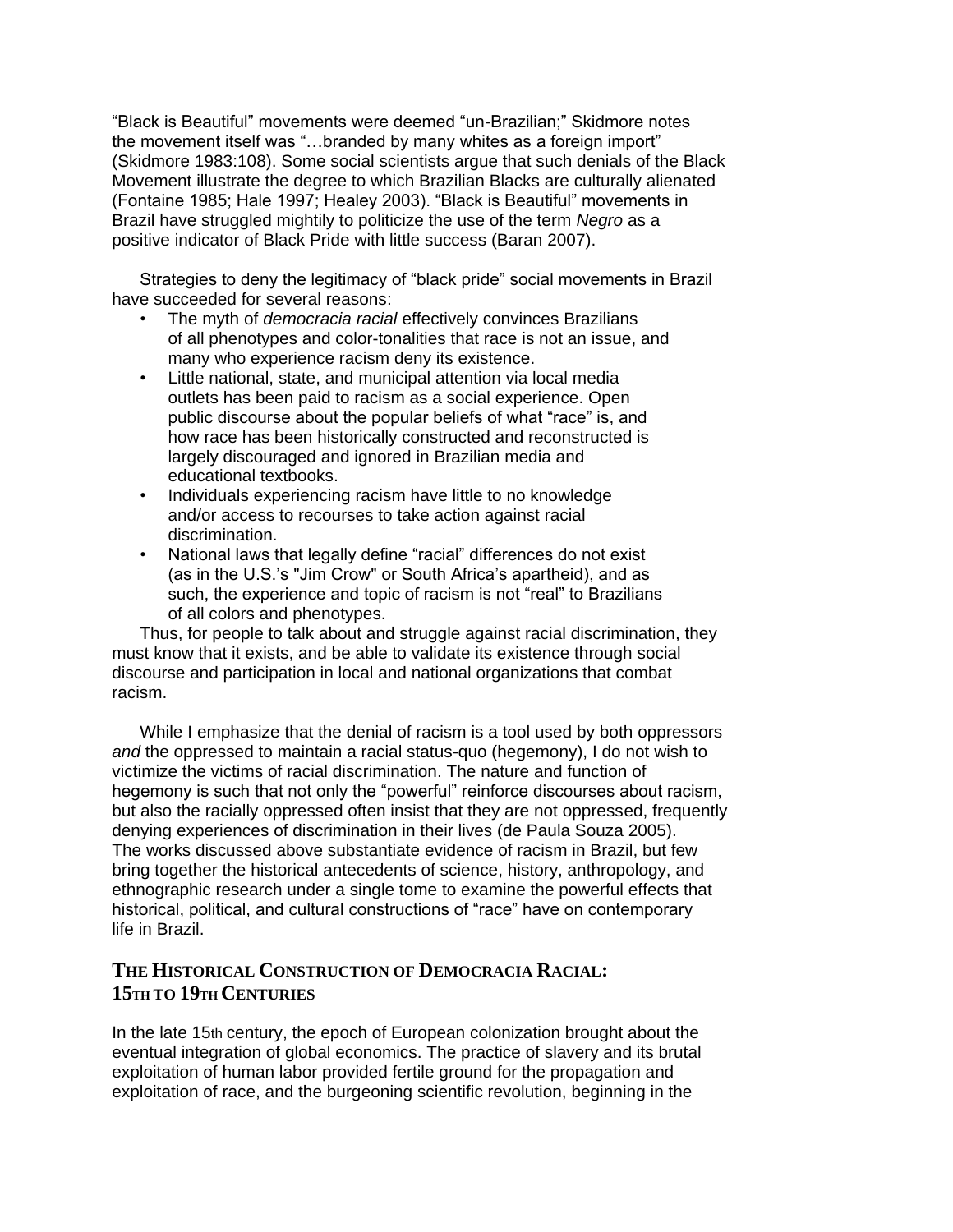“Black is Beautiful” movements were deemed “un-Brazilian;” Skidmore notes the movement itself was “…branded by many whites as a foreign import” (Skidmore 1983:108). Some social scientists argue that such denials of the Black Movement illustrate the degree to which Brazilian Blacks are culturally alienated (Fontaine 1985; Hale 1997; Healey 2003). “Black is Beautiful” movements in Brazil have struggled mightily to politicize the use of the term *Negro* as a positive indicator of Black Pride with little success (Baran 2007).

Strategies to deny the legitimacy of “black pride” social movements in Brazil have succeeded for several reasons:

- The myth of *democracia racial* effectively convinces Brazilians of all phenotypes and color-tonalities that race is not an issue, and many who experience racism deny its existence.
- Little national, state, and municipal attention via local media outlets has been paid to racism as a social experience. Open public discourse about the popular beliefs of what “race” is, and how race has been historically constructed and reconstructed is largely discouraged and ignored in Brazilian media and educational textbooks.
- Individuals experiencing racism have little to no knowledge and/or access to recourses to take action against racial discrimination.
- National laws that legally define “racial” differences do not exist (as in the U.S.’s "Jim Crow" or South Africa’s apartheid), and as such, the experience and topic of racism is not “real” to Brazilians of all colors and phenotypes.

Thus, for people to talk about and struggle against racial discrimination, they must know that it exists, and be able to validate its existence through social discourse and participation in local and national organizations that combat racism.

While I emphasize that the denial of racism is a tool used by both oppressors *and* the oppressed to maintain a racial status-quo (hegemony), I do not wish to victimize the victims of racial discrimination. The nature and function of hegemony is such that not only the “powerful” reinforce discourses about racism, but also the racially oppressed often insist that they are not oppressed, frequently denying experiences of discrimination in their lives (de Paula Souza 2005). The works discussed above substantiate evidence of racism in Brazil, but few bring together the historical antecedents of science, history, anthropology, and ethnographic research under a single tome to examine the powerful effects that historical, political, and cultural constructions of “race” have on contemporary life in Brazil.

## THE HISTORICAL CONSTRUCTION OF DEMOCRACIA RACIAL: 15TH TO 19TH CENTURIES

In the late 15th century, the epoch of European colonization brought about the eventual integration of global economics. The practice of slavery and its brutal exploitation of human labor provided fertile ground for the propagation and exploitation of race, and the burgeoning scientific revolution, beginning in the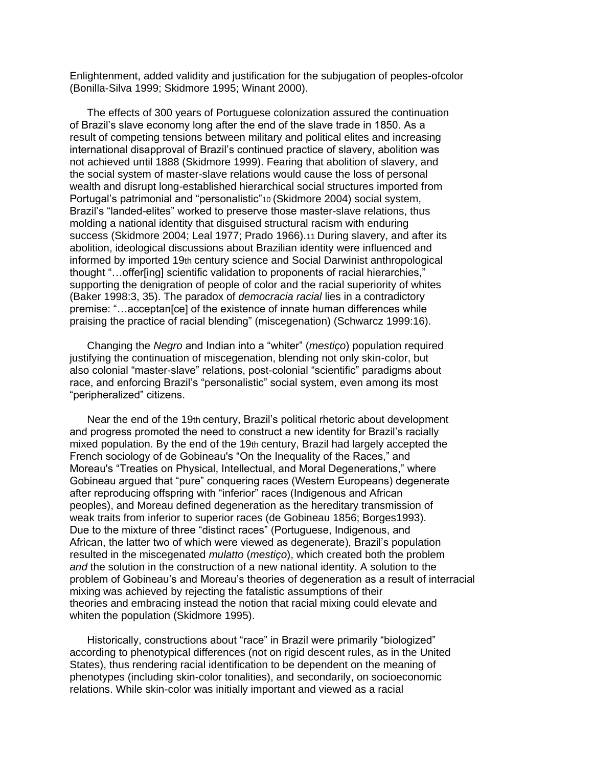Enlightenment, added validity and justification for the subjugation of peoples-ofcolor (Bonilla-Silva 1999; Skidmore 1995; Winant 2000).

The effects of 300 years of Portuguese colonization assured the continuation of Brazil's slave economy long after the end of the slave trade in 1850. As a result of competing tensions between military and political elites and increasing international disapproval of Brazil's continued practice of slavery, abolition was not achieved until 1888 (Skidmore 1999). Fearing that abolition of slavery, and the social system of master-slave relations would cause the loss of personal wealth and disrupt long-established hierarchical social structures imported from Portugal's patrimonial and "personalistic"[10] (Skidmore 2004) social system, Brazil's "landed-elites" worked to preserve those master-slave relations, thus molding a national identity that disguised structural racism with enduring success (Skidmore 2004; Leal 1977; Prado 1966).[11] During slavery, and after its abolition, ideological discussions about Brazilian identity were influenced and informed by imported 19th century science and Social Darwinist anthropological thought "…offer[ing] scientific validation to proponents of racial hierarchies," supporting the denigration of people of color and the racial superiority of whites (Baker 1998:3, 35). The paradox of *democracia racial* lies in a contradictory premise: "…acceptan[ce] of the existence of innate human differences while praising the practice of racial blending" (miscegenation) (Schwarcz 1999:16).

Changing the *Negro* and Indian into a "whiter" (*mestiço*) population required justifying the continuation of miscegenation, blending not only skin-color, but also colonial "master-slave" relations, post-colonial "scientific" paradigms about race, and enforcing Brazil's "personalistic" social system, even among its most "peripheralized" citizens.

Near the end of the 19th century, Brazil's political rhetoric about development and progress promoted the need to construct a new identity for Brazil's racially mixed population. By the end of the 19th century, Brazil had largely accepted the French sociology of de Gobineau's "On the Inequality of the Races," and Moreau's "Treaties on Physical, Intellectual, and Moral Degenerations," where Gobineau argued that "pure" conquering races (Western Europeans) degenerate after reproducing offspring with "inferior" races (Indigenous and African peoples), and Moreau defined degeneration as the hereditary transmission of weak traits from inferior to superior races (de Gobineau 1856; Borges1993). Due to the mixture of three "distinct races" (Portuguese, Indigenous, and African, the latter two of which were viewed as degenerate), Brazil's population resulted in the miscegenated *mulatto* (*mestiço*), which created both the problem *and* the solution in the construction of a new national identity. A solution to the problem of Gobineau's and Moreau's theories of degeneration as a result of interracial mixing was achieved by rejecting the fatalistic assumptions of their theories and embracing instead the notion that racial mixing could elevate and whiten the population (Skidmore 1995).

Historically, constructions about "race" in Brazil were primarily "biologized" according to phenotypical differences (not on rigid descent rules, as in the United States), thus rendering racial identification to be dependent on the meaning of phenotypes (including skin-color tonalities), and secondarily, on socioeconomic relations. While skin-color was initially important and viewed as a racial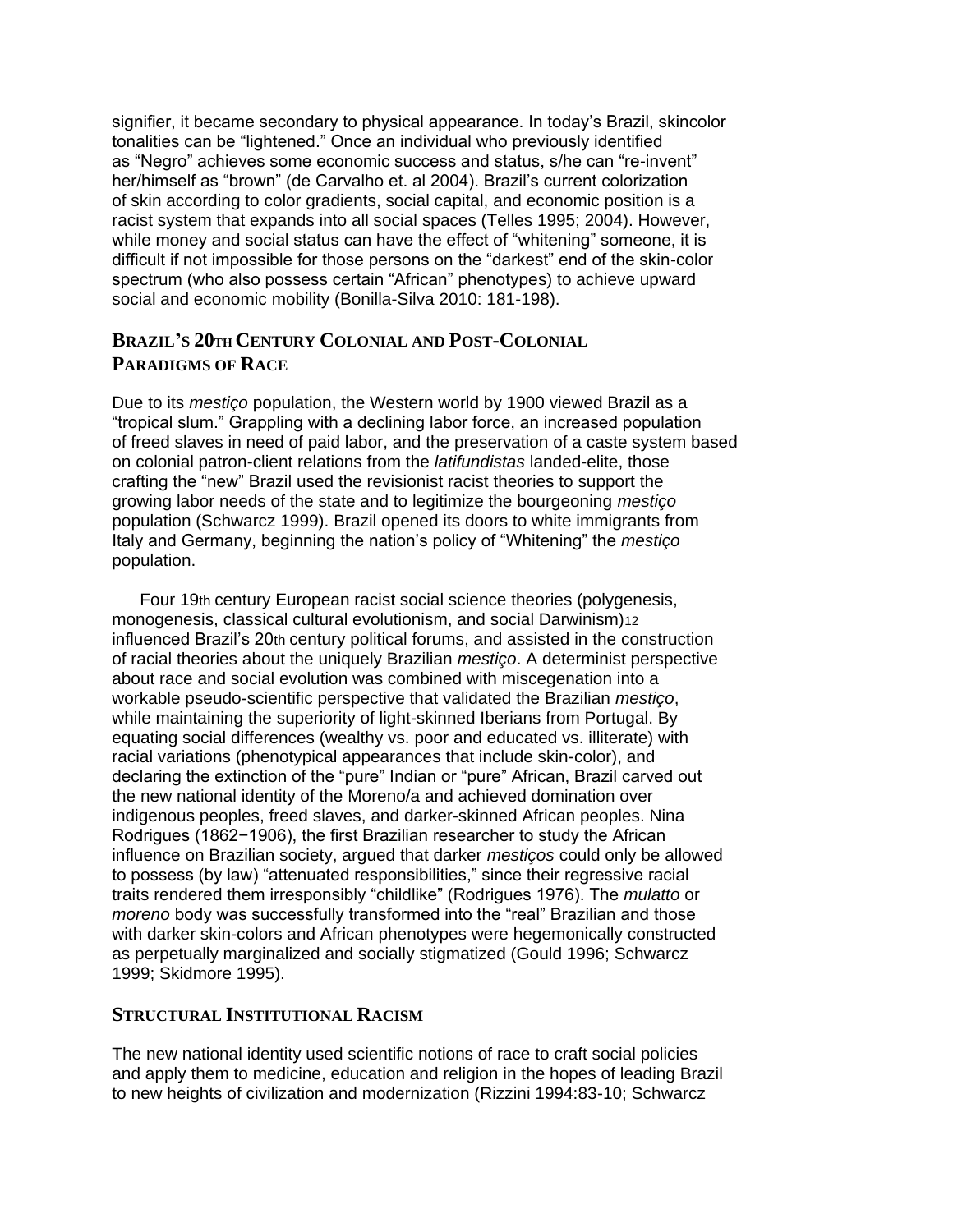signifier, it became secondary to physical appearance. In today's Brazil, skincolor tonalities can be "lightened." Once an individual who previously identified as "Negro" achieves some economic success and status, s/he can "re-invent" her/himself as "brown" (de Carvalho et. al 2004). Brazil's current colorization of skin according to color gradients, social capital, and economic position is a racist system that expands into all social spaces (Telles 1995; 2004). However, while money and social status can have the effect of "whitening" someone, it is difficult if not impossible for those persons on the "darkest" end of the skin-color spectrum (who also possess certain "African" phenotypes) to achieve upward social and economic mobility (Bonilla-Silva 2010: 181-198).

## Brazil's 20th Century Colonial and Post-Colonial Paradigms of Race

Due to its *mestiço* population, the Western world by 1900 viewed Brazil as a "tropical slum." Grappling with a declining labor force, an increased population of freed slaves in need of paid labor, and the preservation of a caste system based on colonial patron-client relations from the *latifundistas* landed-elite, those crafting the "new" Brazil used the revisionist racist theories to support the growing labor needs of the state and to legitimize the bourgeoning *mestiço* population (Schwarcz 1999). Brazil opened its doors to white immigrants from Italy and Germany, beginning the nation's policy of "Whitening" the *mestiço* population.

Four 19th century European racist social science theories (polygenesis, monogenesis, classical cultural evolutionism, and social Darwinism)[12] influenced Brazil's 20th century political forums, and assisted in the construction of racial theories about the uniquely Brazilian *mestiço*. A determinist perspective about race and social evolution was combined with miscegenation into a workable pseudo-scientific perspective that validated the Brazilian *mestiço*, while maintaining the superiority of light-skinned Iberians from Portugal. By equating social differences (wealthy vs. poor and educated vs. illiterate) with racial variations (phenotypical appearances that include skin-color), and declaring the extinction of the "pure" Indian or "pure" African, Brazil carved out the new national identity of the Moreno/a and achieved domination over indigenous peoples, freed slaves, and darker-skinned African peoples. Nina Rodrigues (1862−1906), the first Brazilian researcher to study the African influence on Brazilian society, argued that darker *mestiços* could only be allowed to possess (by law) "attenuated responsibilities," since their regressive racial traits rendered them irresponsibly "childlike" (Rodrigues 1976). The *mulatto* or *moreno* body was successfully transformed into the "real" Brazilian and those with darker skin-colors and African phenotypes were hegemonically constructed as perpetually marginalized and socially stigmatized (Gould 1996; Schwarcz 1999; Skidmore 1995).

## Structural Institutional Racism

The new national identity used scientific notions of race to craft social policies and apply them to medicine, education and religion in the hopes of leading Brazil to new heights of civilization and modernization (Rizzini 1994:83-10; Schwarcz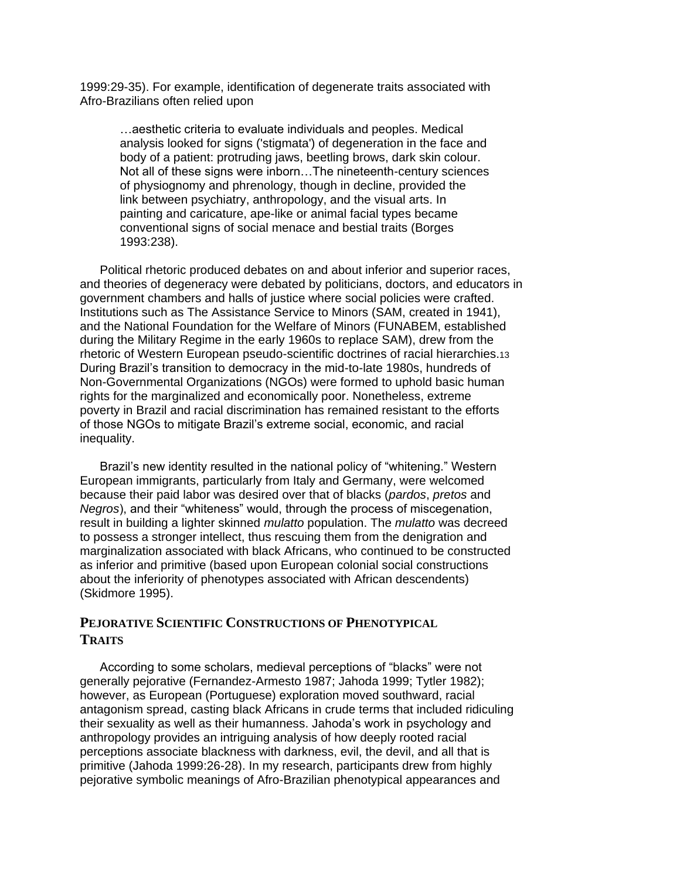1999:29-35). For example, identification of degenerate traits associated with Afro-Brazilians often relied upon

> …aesthetic criteria to evaluate individuals and peoples. Medical analysis looked for signs ('stigmata') of degeneration in the face and body of a patient: protruding jaws, beetling brows, dark skin colour. Not all of these signs were inborn…The nineteenth-century sciences of physiognomy and phrenology, though in decline, provided the link between psychiatry, anthropology, and the visual arts. In painting and caricature, ape-like or animal facial types became conventional signs of social menace and bestial traits (Borges 1993:238).

Political rhetoric produced debates on and about inferior and superior races, and theories of degeneracy were debated by politicians, doctors, and educators in government chambers and halls of justice where social policies were crafted. Institutions such as The Assistance Service to Minors (SAM, created in 1941), and the National Foundation for the Welfare of Minors (FUNABEM, established during the Military Regime in the early 1960s to replace SAM), drew from the rhetoric of Western European pseudo-scientific doctrines of racial hierarchies.[13] During Brazil's transition to democracy in the mid-to-late 1980s, hundreds of Non-Governmental Organizations (NGOs) were formed to uphold basic human rights for the marginalized and economically poor. Nonetheless, extreme poverty in Brazil and racial discrimination has remained resistant to the efforts of those NGOs to mitigate Brazil's extreme social, economic, and racial inequality.

Brazil's new identity resulted in the national policy of "whitening." Western European immigrants, particularly from Italy and Germany, were welcomed because their paid labor was desired over that of blacks (*pardos*, *pretos* and *Negros*), and their "whiteness" would, through the process of miscegenation, result in building a lighter skinned *mulatto* population. The *mulatto* was decreed to possess a stronger intellect, thus rescuing them from the denigration and marginalization associated with black Africans, who continued to be constructed as inferior and primitive (based upon European colonial social constructions about the inferiority of phenotypes associated with African descendents) (Skidmore 1995).

## PEJORATIVE SCIENTIFIC CONSTRUCTIONS OF PHENOTYPICAL TRAITS

According to some scholars, medieval perceptions of "blacks" were not generally pejorative (Fernandez-Armesto 1987; Jahoda 1999; Tytler 1982); however, as European (Portuguese) exploration moved southward, racial antagonism spread, casting black Africans in crude terms that included ridiculing their sexuality as well as their humanness. Jahoda's work in psychology and anthropology provides an intriguing analysis of how deeply rooted racial perceptions associate blackness with darkness, evil, the devil, and all that is primitive (Jahoda 1999:26-28). In my research, participants drew from highly pejorative symbolic meanings of Afro-Brazilian phenotypical appearances and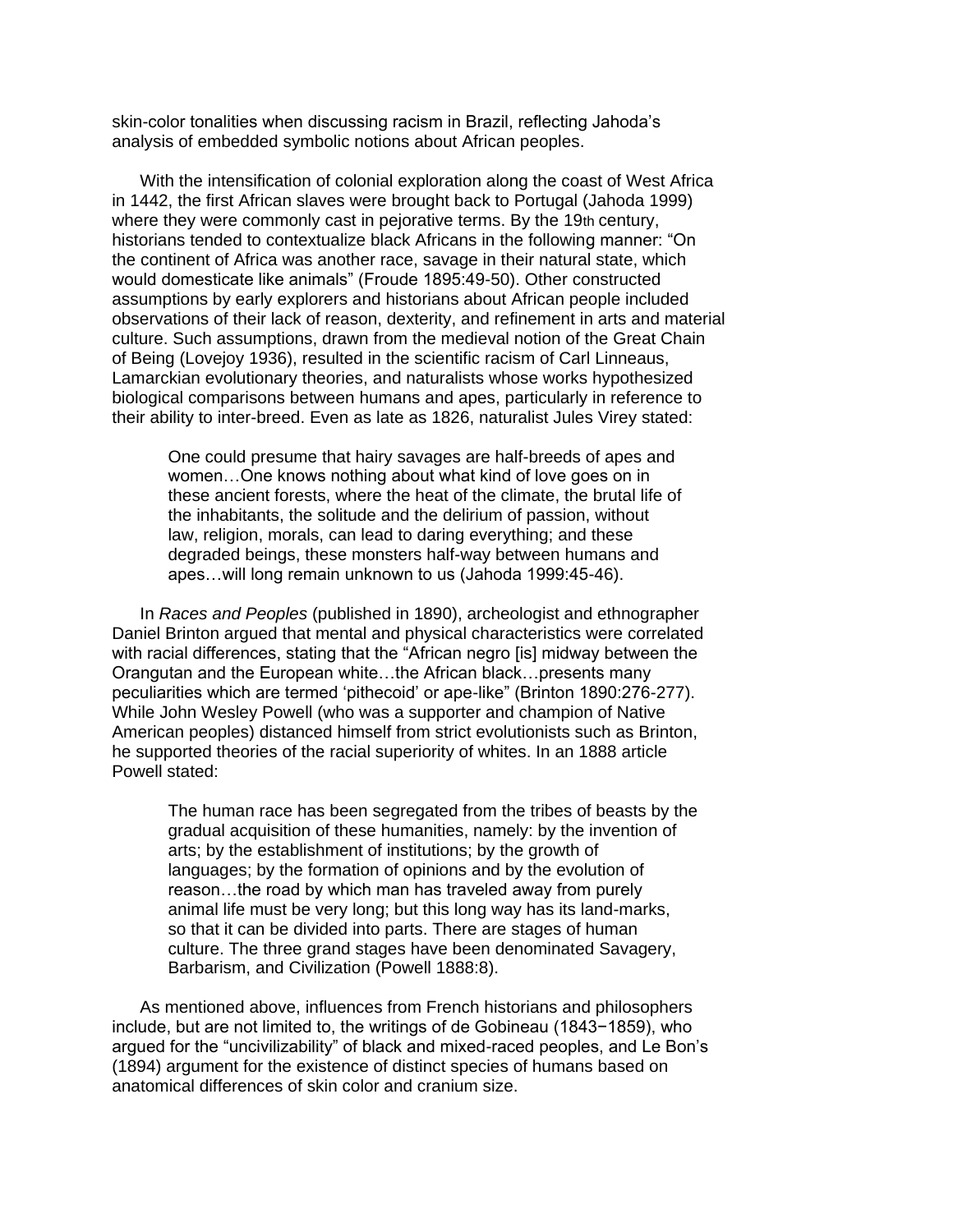skin-color tonalities when discussing racism in Brazil, reflecting Jahoda's analysis of embedded symbolic notions about African peoples.

With the intensification of colonial exploration along the coast of West Africa in 1442, the first African slaves were brought back to Portugal (Jahoda 1999) where they were commonly cast in pejorative terms. By the 19th century, historians tended to contextualize black Africans in the following manner: "On the continent of Africa was another race, savage in their natural state, which would domesticate like animals" (Froude 1895:49-50). Other constructed assumptions by early explorers and historians about African people included observations of their lack of reason, dexterity, and refinement in arts and material culture. Such assumptions, drawn from the medieval notion of the Great Chain of Being (Lovejoy 1936), resulted in the scientific racism of Carl Linneaus, Lamarckian evolutionary theories, and naturalists whose works hypothesized biological comparisons between humans and apes, particularly in reference to their ability to inter-breed. Even as late as 1826, naturalist Jules Virey stated:

> One could presume that hairy savages are half-breeds of apes and women…One knows nothing about what kind of love goes on in these ancient forests, where the heat of the climate, the brutal life of the inhabitants, the solitude and the delirium of passion, without law, religion, morals, can lead to daring everything; and these degraded beings, these monsters half-way between humans and apes…will long remain unknown to us (Jahoda 1999:45-46).

In *Races and Peoples* (published in 1890), archeologist and ethnographer Daniel Brinton argued that mental and physical characteristics were correlated with racial differences, stating that the "African negro [is] midway between the Orangutan and the European white…the African black…presents many peculiarities which are termed 'pithecoid' or ape-like" (Brinton 1890:276-277). While John Wesley Powell (who was a supporter and champion of Native American peoples) distanced himself from strict evolutionists such as Brinton, he supported theories of the racial superiority of whites. In an 1888 article Powell stated:

> The human race has been segregated from the tribes of beasts by the gradual acquisition of these humanities, namely: by the invention of arts; by the establishment of institutions; by the growth of languages; by the formation of opinions and by the evolution of reason…the road by which man has traveled away from purely animal life must be very long; but this long way has its land-marks, so that it can be divided into parts. There are stages of human culture. The three grand stages have been denominated Savagery, Barbarism, and Civilization (Powell 1888:8).

As mentioned above, influences from French historians and philosophers include, but are not limited to, the writings of de Gobineau (1843−1859), who argued for the "uncivilizability" of black and mixed-raced peoples, and Le Bon's (1894) argument for the existence of distinct species of humans based on anatomical differences of skin color and cranium size.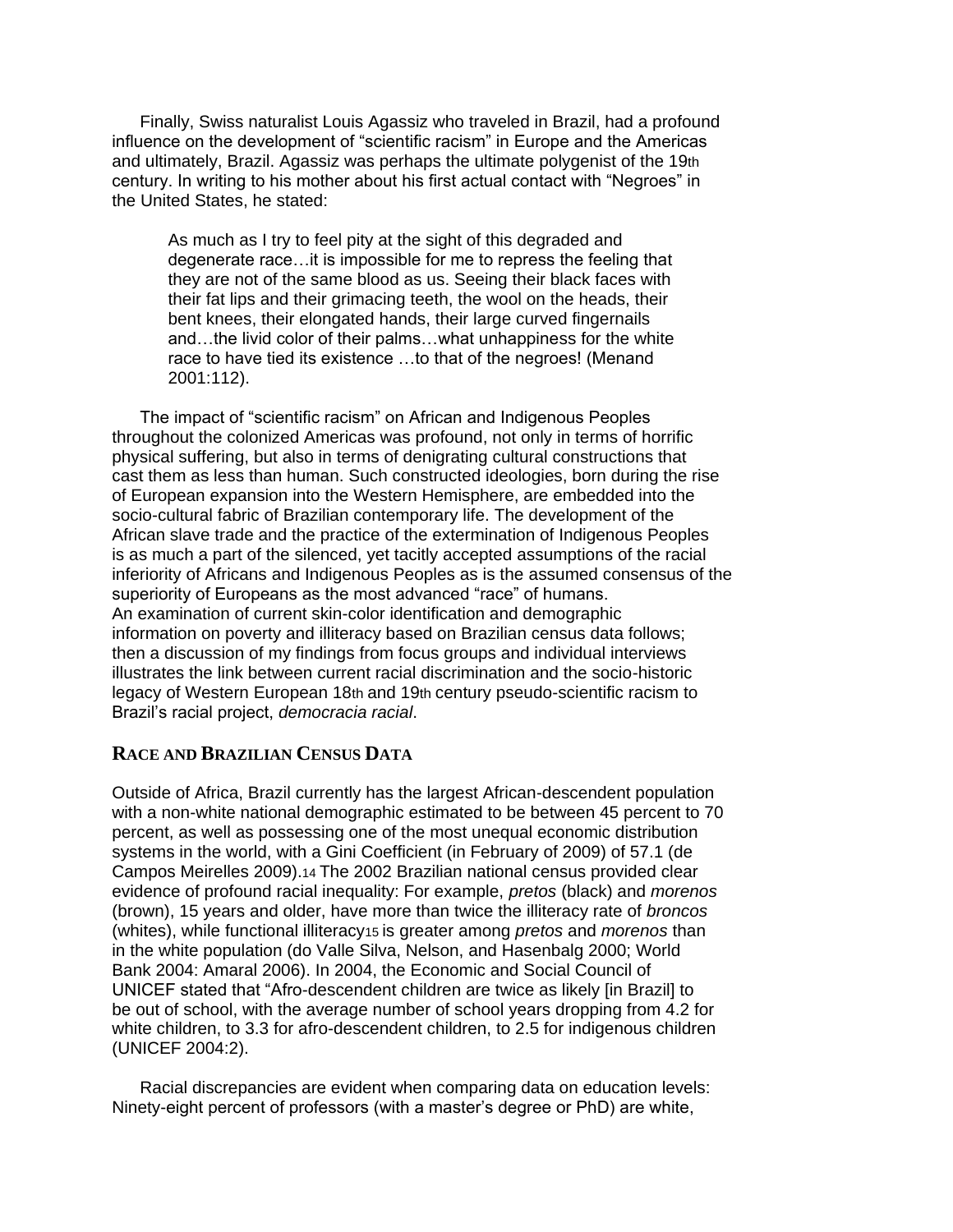Finally, Swiss naturalist Louis Agassiz who traveled in Brazil, had a profound influence on the development of "scientific racism" in Europe and the Americas and ultimately, Brazil. Agassiz was perhaps the ultimate polygenist of the 19th century. In writing to his mother about his first actual contact with "Negroes" in the United States, he stated:

> As much as I try to feel pity at the sight of this degraded and degenerate race…it is impossible for me to repress the feeling that they are not of the same blood as us. Seeing their black faces with their fat lips and their grimacing teeth, the wool on the heads, their bent knees, their elongated hands, their large curved fingernails and…the livid color of their palms…what unhappiness for the white race to have tied its existence …to that of the negroes! (Menand 2001:112).

The impact of "scientific racism" on African and Indigenous Peoples throughout the colonized Americas was profound, not only in terms of horrific physical suffering, but also in terms of denigrating cultural constructions that cast them as less than human. Such constructed ideologies, born during the rise of European expansion into the Western Hemisphere, are embedded into the socio-cultural fabric of Brazilian contemporary life. The development of the African slave trade and the practice of the extermination of Indigenous Peoples is as much a part of the silenced, yet tacitly accepted assumptions of the racial inferiority of Africans and Indigenous Peoples as is the assumed consensus of the superiority of Europeans as the most advanced "race" of humans. An examination of current skin-color identification and demographic information on poverty and illiteracy based on Brazilian census data follows; then a discussion of my findings from focus groups and individual interviews illustrates the link between current racial discrimination and the socio-historic legacy of Western European 18th and 19th century pseudo-scientific racism to Brazil's racial project, *democracia racial*.

## Race and Brazilian Census Data

Outside of Africa, Brazil currently has the largest African-descendent population with a non-white national demographic estimated to be between 45 percent to 70 percent, as well as possessing one of the most unequal economic distribution systems in the world, with a Gini Coefficient (in February of 2009) of 57.1 (de Campos Meirelles 2009).[14] The 2002 Brazilian national census provided clear evidence of profound racial inequality: For example, *pretos* (black) and *morenos* (brown), 15 years and older, have more than twice the illiteracy rate of *broncos* (whites), while functional illiteracy[15] is greater among *pretos* and *morenos* than in the white population (do Valle Silva, Nelson, and Hasenbalg 2000; World Bank 2004: Amaral 2006). In 2004, the Economic and Social Council of UNICEF stated that "Afro-descendent children are twice as likely [in Brazil] to be out of school, with the average number of school years dropping from 4.2 for white children, to 3.3 for afro-descendent children, to 2.5 for indigenous children (UNICEF 2004:2).

Racial discrepancies are evident when comparing data on education levels: Ninety-eight percent of professors (with a master's degree or PhD) are white,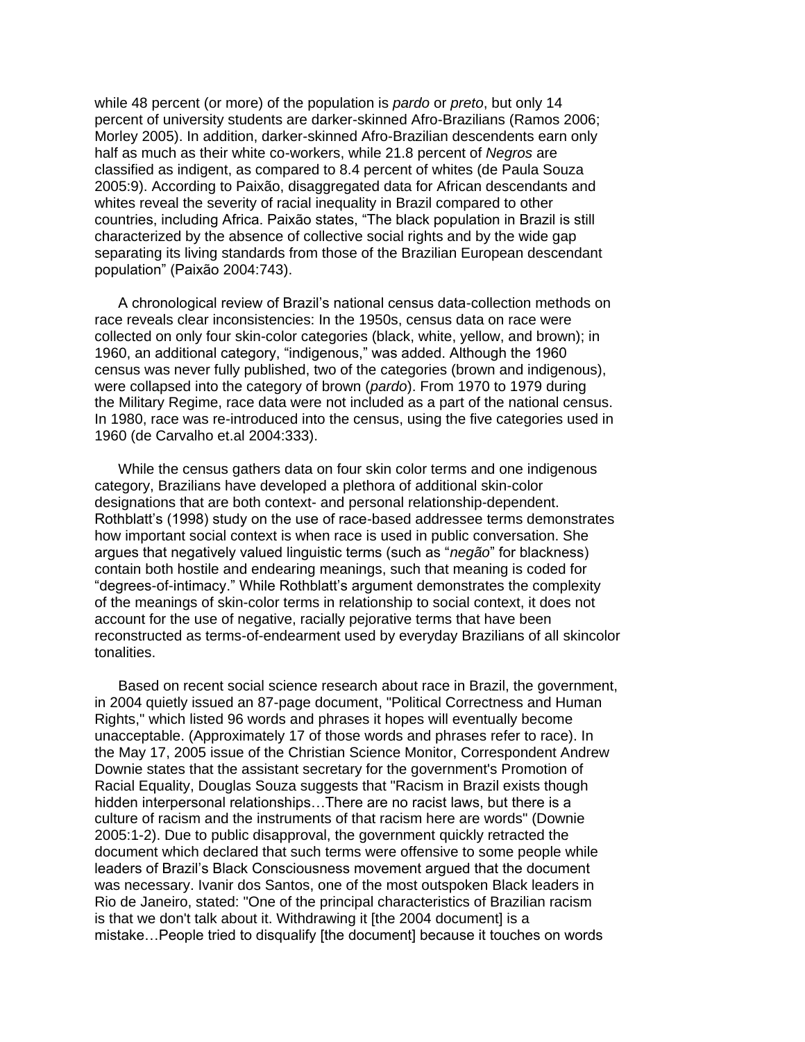while 48 percent (or more) of the population is *pardo* or *preto*, but only 14 percent of university students are darker-skinned Afro-Brazilians (Ramos 2006; Morley 2005). In addition, darker-skinned Afro-Brazilian descendents earn only half as much as their white co-workers, while 21.8 percent of *Negros* are classified as indigent, as compared to 8.4 percent of whites (de Paula Souza 2005:9). According to Paixão, disaggregated data for African descendants and whites reveal the severity of racial inequality in Brazil compared to other countries, including Africa. Paixão states, "The black population in Brazil is still characterized by the absence of collective social rights and by the wide gap separating its living standards from those of the Brazilian European descendant population" (Paixão 2004:743).

A chronological review of Brazil's national census data-collection methods on race reveals clear inconsistencies: In the 1950s, census data on race were collected on only four skin-color categories (black, white, yellow, and brown); in 1960, an additional category, "indigenous," was added. Although the 1960 census was never fully published, two of the categories (brown and indigenous), were collapsed into the category of brown (*pardo*). From 1970 to 1979 during the Military Regime, race data were not included as a part of the national census. In 1980, race was re-introduced into the census, using the five categories used in 1960 (de Carvalho et.al 2004:333).

While the census gathers data on four skin color terms and one indigenous category, Brazilians have developed a plethora of additional skin-color designations that are both context- and personal relationship-dependent. Rothblatt's (1998) study on the use of race-based addressee terms demonstrates how important social context is when race is used in public conversation. She argues that negatively valued linguistic terms (such as "*negão*" for blackness) contain both hostile and endearing meanings, such that meaning is coded for "degrees-of-intimacy." While Rothblatt's argument demonstrates the complexity of the meanings of skin-color terms in relationship to social context, it does not account for the use of negative, racially pejorative terms that have been reconstructed as terms-of-endearment used by everyday Brazilians of all skincolor tonalities.

Based on recent social science research about race in Brazil, the government, in 2004 quietly issued an 87-page document, "Political Correctness and Human Rights," which listed 96 words and phrases it hopes will eventually become unacceptable. (Approximately 17 of those words and phrases refer to race). In the May 17, 2005 issue of the Christian Science Monitor, Correspondent Andrew Downie states that the assistant secretary for the government's Promotion of Racial Equality, Douglas Souza suggests that "Racism in Brazil exists though hidden interpersonal relationships…There are no racist laws, but there is a culture of racism and the instruments of that racism here are words" (Downie 2005:1-2). Due to public disapproval, the government quickly retracted the document which declared that such terms were offensive to some people while leaders of Brazil's Black Consciousness movement argued that the document was necessary. Ivanir dos Santos, one of the most outspoken Black leaders in Rio de Janeiro, stated: "One of the principal characteristics of Brazilian racism is that we don't talk about it. Withdrawing it [the 2004 document] is a mistake…People tried to disqualify [the document] because it touches on words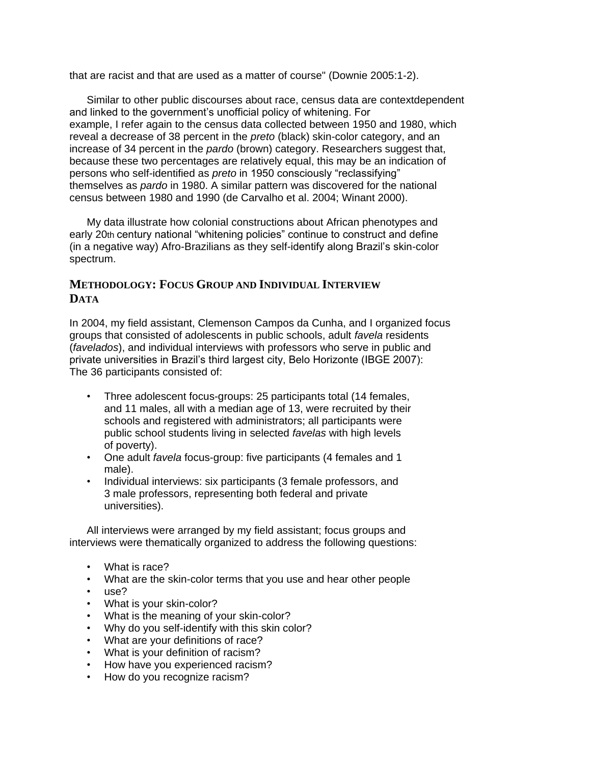that are racist and that are used as a matter of course" (Downie 2005:1-2).

Similar to other public discourses about race, census data are contextdependent and linked to the government's unofficial policy of whitening. For example, I refer again to the census data collected between 1950 and 1980, which reveal a decrease of 38 percent in the *preto* (black) skin-color category, and an increase of 34 percent in the *pardo* (brown) category. Researchers suggest that, because these two percentages are relatively equal, this may be an indication of persons who self-identified as *preto* in 1950 consciously "reclassifying" themselves as *pardo* in 1980. A similar pattern was discovered for the national census between 1980 and 1990 (de Carvalho et al. 2004; Winant 2000).

My data illustrate how colonial constructions about African phenotypes and early 20th century national "whitening policies" continue to construct and define (in a negative way) Afro-Brazilians as they self-identify along Brazil's skin-color spectrum.

## METHODOLOGY: FOCUS GROUP AND INDIVIDUAL INTERVIEW DATA

In 2004, my field assistant, Clemenson Campos da Cunha, and I organized focus groups that consisted of adolescents in public schools, adult *favela* residents (*favelados*), and individual interviews with professors who serve in public and private universities in Brazil's third largest city, Belo Horizonte (IBGE 2007): The 36 participants consisted of:

- Three adolescent focus-groups: 25 participants total (14 females, and 11 males, all with a median age of 13, were recruited by their schools and registered with administrators; all participants were public school students living in selected *favelas* with high levels of poverty).
- One adult *favela* focus-group: five participants (4 females and 1 male).
- Individual interviews: six participants (3 female professors, and 3 male professors, representing both federal and private universities).

All interviews were arranged by my field assistant; focus groups and interviews were thematically organized to address the following questions:

- What is race?
- What are the skin-color terms that you use and hear other people
- use?
- What is your skin-color?
- What is the meaning of your skin-color?
- Why do you self-identify with this skin color?
- What are your definitions of race?
- What is your definition of racism?
- How have you experienced racism?
- How do you recognize racism?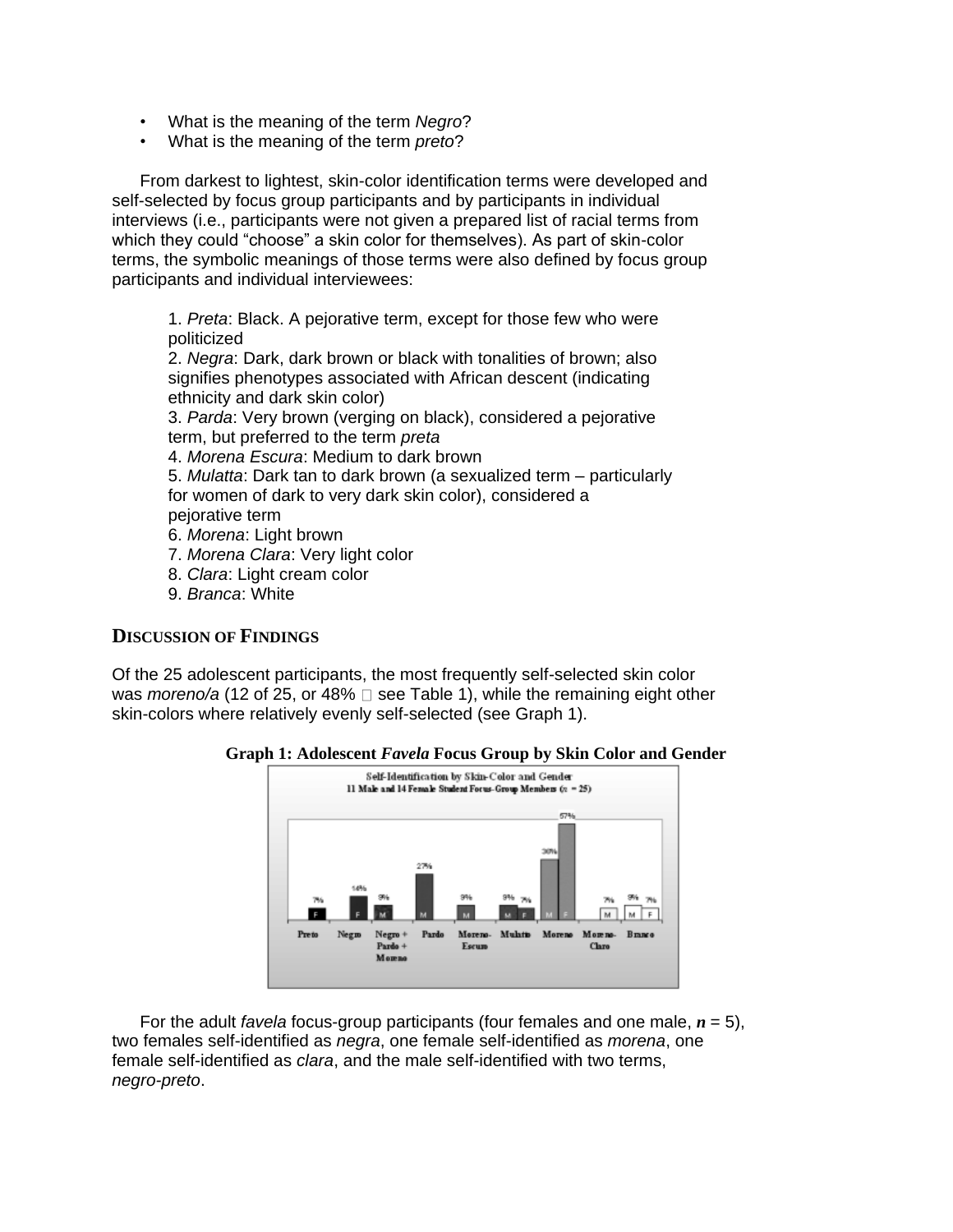- What is the meaning of the term *Negro*?
- What is the meaning of the term *preto*?

From darkest to lightest, skin-color identification terms were developed and self-selected by focus group participants and by participants in individual interviews (i.e., participants were not given a prepared list of racial terms from which they could "choose" a skin color for themselves). As part of skin-color terms, the symbolic meanings of those terms were also defined by focus group participants and individual interviewees:

> 1. *Preta*: Black. A pejorative term, except for those few who were politicized
> 2. *Negra*: Dark, dark brown or black with tonalities of brown; also signifies phenotypes associated with African descent (indicating ethnicity and dark skin color)
> 3. *Parda*: Very brown (verging on black), considered a pejorative term, but preferred to the term *preta*
> 4. *Morena Escura*: Medium to dark brown
> 5. *Mulatta*: Dark tan to dark brown (a sexualized term – particularly for women of dark to very dark skin color), considered a pejorative term
> 6. *Morena*: Light brown
> 7. *Morena Clara*: Very light color
> 8. *Clara*: Light cream color
> 9. *Branca*: White

## Discussion of Findings

Of the 25 adolescent participants, the most frequently self-selected skin color was *moreno/a* (12 of 25, or 48%  see Table 1), while the remaining eight other skin-colors where relatively evenly self-selected (see Graph 1).

**Graph 1: Adolescent *Favela* Focus Group by Skin Color and Gender**

Self-Identification by Skin-Color and Gender
11 Male and 14 Female Student Focus-Group Members ($n$ = 25)

| Skin Color | Gender | Percent |
|---|---|---|
| Preto | F | 7% |
| Negro | F | 14% |
| Negro + Pardo + Moreno | M | 9% |
| Pardo | M | 27% |
| Moreno-Escuro | M | 9% |
| Mulatto | M | 9% |
| Mulatto | F | 7% |
| Moreno | M | 36% |
| Moreno | F | 57% |
| Moreno-Claro | M | 7% |
| Branco | M | 9% |
| Branco | F | 7% |

For the adult *favela* focus-group participants (four females and one male, ***n*** = 5), two females self-identified as *negra*, one female self-identified as *morena*, one female self-identified as *clara*, and the male self-identified with two terms, *negro-preto*.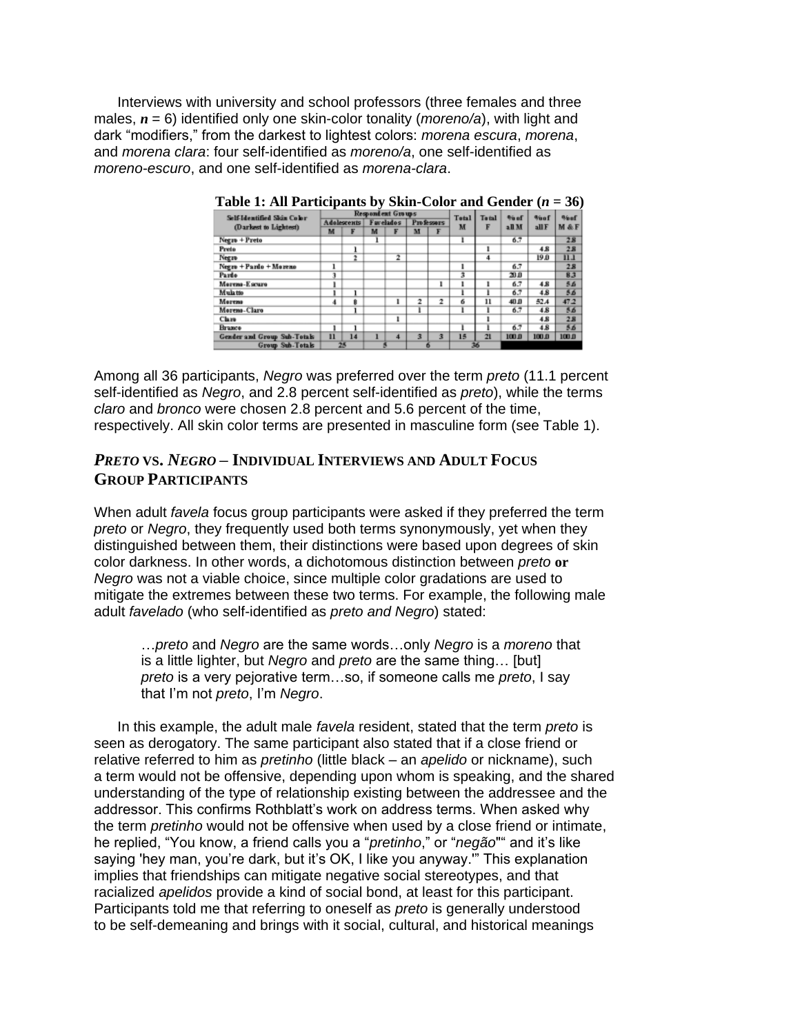Interviews with university and school professors (three females and three males, ***n*** = 6) identified only one skin-color tonality (*moreno/a*), with light and dark "modifiers," from the darkest to lightest colors: *morena escura*, *morena*, and *morena clara*: four self-identified as *moreno/a*, one self-identified as *moreno-escuro*, and one self-identified as *morena-clara*.

**Table 1: All Participants by Skin-Color and Gender (*n* = 36)**

| Self-Identified Skin Color (Darkest to Lightest) | Respondent Groups: Adolescents | | Favelados | | Professors | | Total M | Total F | % of all M | % of all F | % of M & F |
|---|---|---|---|---|---|---|---|---|---|---|---|
| | M | F | M | F | M | F | | | | | |
| Negro + Preto | | | 1 | | | | 1 | | 6.7 | | 2.8 |
| Preto | | 1 | | | | | | 1 | | 4.8 | 2.8 |
| Negro | | 2 | | 2 | | | | 4 | | 19.0 | 11.1 |
| Negro + Pardo + Moreno | 1 | | | | | | 1 | | 6.7 | | 2.8 |
| Pardo | 3 | | | | | | 3 | | 20.0 | | 8.3 |
| Moreno-Escuro | 1 | | | | | 1 | 1 | 1 | 6.7 | 4.8 | 5.6 |
| Mulato | 1 | 1 | | | | | 1 | 1 | 6.7 | 4.8 | 5.6 |
| Moreno | 4 | 8 | | 1 | 2 | 2 | 6 | 11 | 40.0 | 52.4 | 47.2 |
| Moreno-Claro | | 1 | | | 1 | | 1 | 1 | 6.7 | 4.8 | 5.6 |
| Claro | | | | 1 | | | | 1 | | 4.8 | 2.8 |
| Branco | 1 | 1 | | | | | 1 | 1 | 6.7 | 4.8 | 5.6 |
| Gender and Group Sub-Totals | 11 | 14 | 1 | 4 | 3 | 3 | 15 | 21 | 100.0 | 100.0 | 100.0 |
| Group Sub-Totals | 25 | | 5 | | 6 | | 36 | | | | |

Among all 36 participants, *Negro* was preferred over the term *preto* (11.1 percent self-identified as *Negro*, and 2.8 percent self-identified as *preto*), while the terms *claro* and *bronco* were chosen 2.8 percent and 5.6 percent of the time, respectively. All skin color terms are presented in masculine form (see Table 1).

## *PRETO* VS. *NEGRO* – INDIVIDUAL INTERVIEWS AND ADULT FOCUS GROUP PARTICIPANTS

When adult *favela* focus group participants were asked if they preferred the term *preto* or *Negro*, they frequently used both terms synonymously, yet when they distinguished between them, their distinctions were based upon degrees of skin color darkness. In other words, a dichotomous distinction between *preto* **or** *Negro* was not a viable choice, since multiple color gradations are used to mitigate the extremes between these two terms. For example, the following male adult *favelado* (who self-identified as *preto and Negro*) stated:

> …*preto* and *Negro* are the same words…only *Negro* is a *moreno* that is a little lighter, but *Negro* and *preto* are the same thing… [but] *preto* is a very pejorative term…so, if someone calls me *preto*, I say that I'm not *preto*, I'm *Negro*.

In this example, the adult male *favela* resident, stated that the term *preto* is seen as derogatory. The same participant also stated that if a close friend or relative referred to him as *pretinho* (little black – an *apelido* or nickname), such a term would not be offensive, depending upon whom is speaking, and the shared understanding of the type of relationship existing between the addressee and the addressor. This confirms Rothblatt's work on address terms. When asked why the term *pretinho* would not be offensive when used by a close friend or intimate, he replied, "You know, a friend calls you a "*pretinho*," or "*negão*"" and it's like saying 'hey man, you're dark, but it's OK, I like you anyway.'" This explanation implies that friendships can mitigate negative social stereotypes, and that racialized *apelidos* provide a kind of social bond, at least for this participant. Participants told me that referring to oneself as *preto* is generally understood to be self-demeaning and brings with it social, cultural, and historical meanings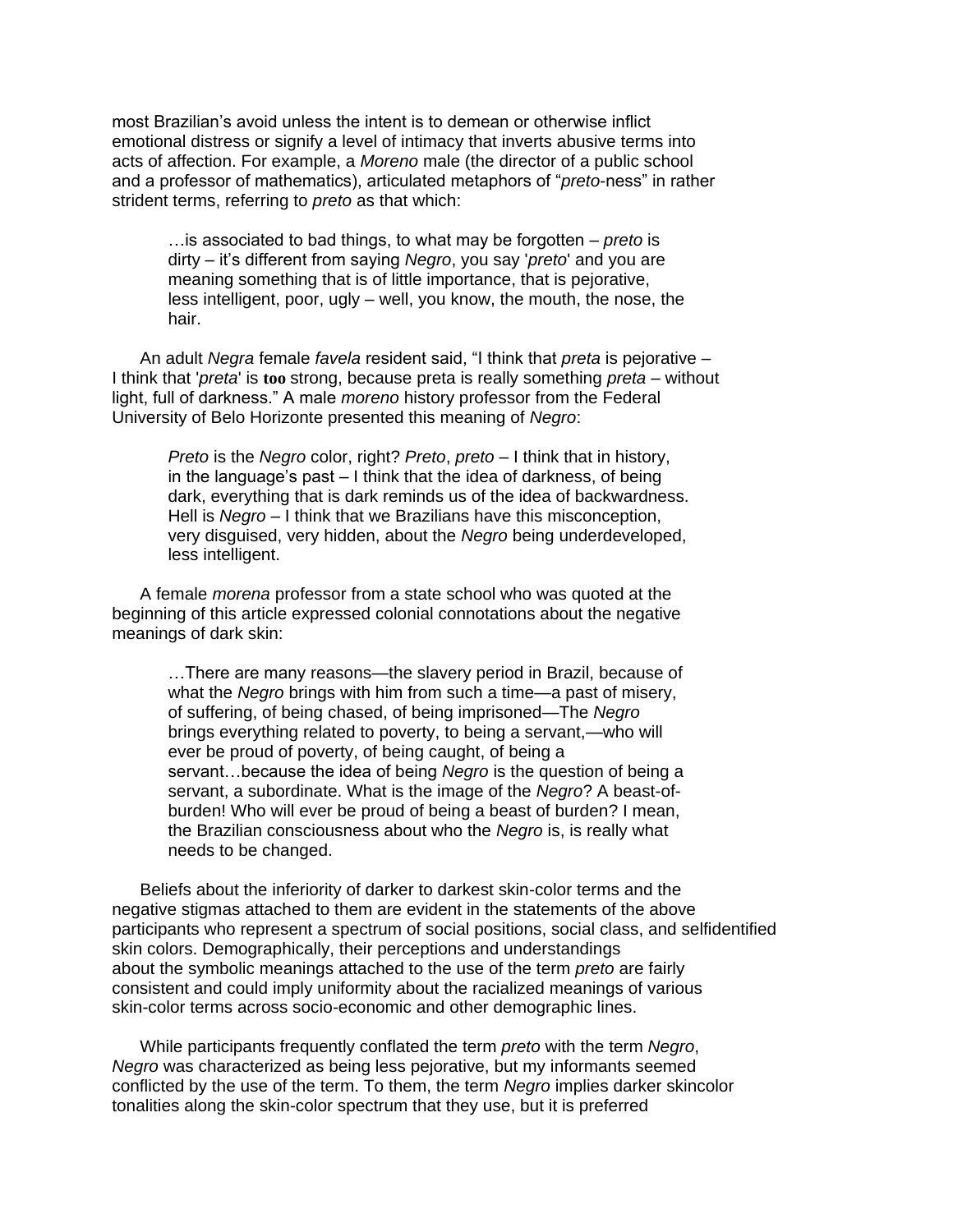most Brazilian's avoid unless the intent is to demean or otherwise inflict emotional distress or signify a level of intimacy that inverts abusive terms into acts of affection. For example, a *Moreno* male (the director of a public school and a professor of mathematics), articulated metaphors of "*preto*-ness" in rather strident terms, referring to *preto* as that which:

> …is associated to bad things, to what may be forgotten – *preto* is dirty – it's different from saying *Negro*, you say '*preto*' and you are meaning something that is of little importance, that is pejorative, less intelligent, poor, ugly – well, you know, the mouth, the nose, the hair.

An adult *Negra* female *favela* resident said, "I think that *preta* is pejorative – I think that '*preta*' is **too** strong, because preta is really something *preta* – without light, full of darkness." A male *moreno* history professor from the Federal University of Belo Horizonte presented this meaning of *Negro*:

> *Preto* is the *Negro* color, right? *Preto*, *preto* – I think that in history, in the language's past – I think that the idea of darkness, of being dark, everything that is dark reminds us of the idea of backwardness. Hell is *Negro* – I think that we Brazilians have this misconception, very disguised, very hidden, about the *Negro* being underdeveloped, less intelligent.

A female *morena* professor from a state school who was quoted at the beginning of this article expressed colonial connotations about the negative meanings of dark skin:

> …There are many reasons—the slavery period in Brazil, because of what the *Negro* brings with him from such a time—a past of misery, of suffering, of being chased, of being imprisoned—The *Negro* brings everything related to poverty, to being a servant,—who will ever be proud of poverty, of being caught, of being a servant…because the idea of being *Negro* is the question of being a servant, a subordinate. What is the image of the *Negro*? A beast-of-burden! Who will ever be proud of being a beast of burden? I mean, the Brazilian consciousness about who the *Negro* is, is really what needs to be changed.

Beliefs about the inferiority of darker to darkest skin-color terms and the negative stigmas attached to them are evident in the statements of the above participants who represent a spectrum of social positions, social class, and selfidentified skin colors. Demographically, their perceptions and understandings about the symbolic meanings attached to the use of the term *preto* are fairly consistent and could imply uniformity about the racialized meanings of various skin-color terms across socio-economic and other demographic lines.

While participants frequently conflated the term *preto* with the term *Negro*, *Negro* was characterized as being less pejorative, but my informants seemed conflicted by the use of the term. To them, the term *Negro* implies darker skincolor tonalities along the skin-color spectrum that they use, but it is preferred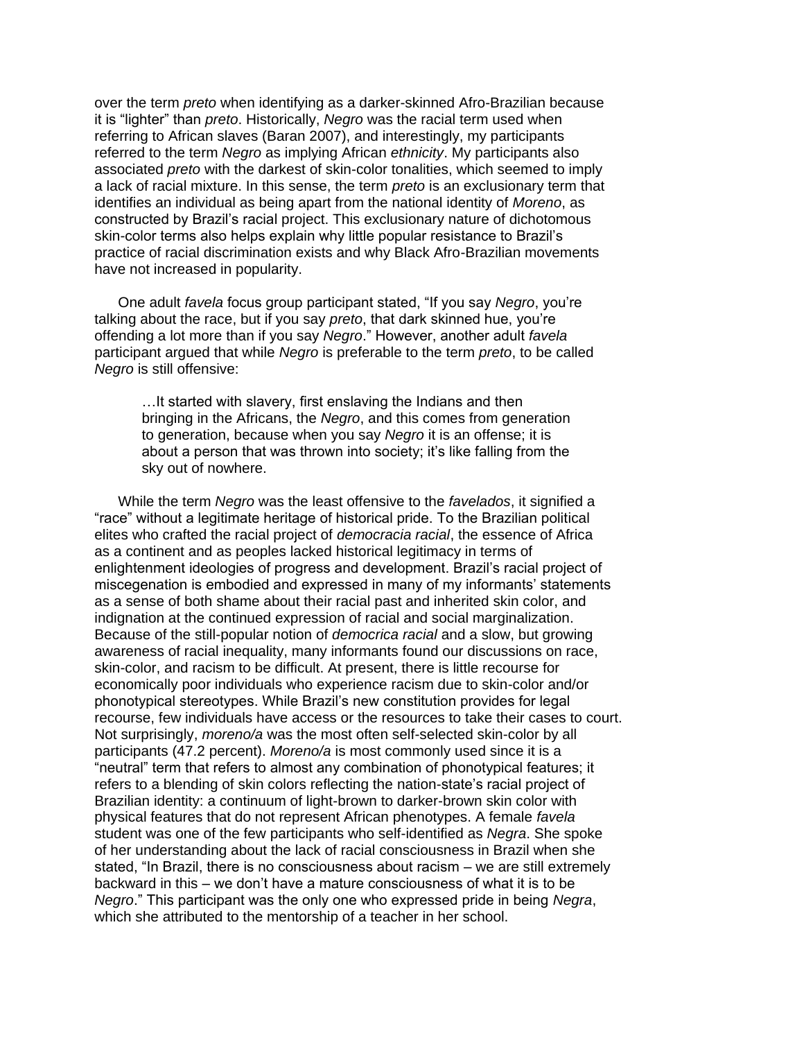over the term *preto* when identifying as a darker-skinned Afro-Brazilian because it is "lighter" than *preto*. Historically, *Negro* was the racial term used when referring to African slaves (Baran 2007), and interestingly, my participants referred to the term *Negro* as implying African *ethnicity*. My participants also associated *preto* with the darkest of skin-color tonalities, which seemed to imply a lack of racial mixture. In this sense, the term *preto* is an exclusionary term that identifies an individual as being apart from the national identity of *Moreno*, as constructed by Brazil's racial project. This exclusionary nature of dichotomous skin-color terms also helps explain why little popular resistance to Brazil's practice of racial discrimination exists and why Black Afro-Brazilian movements have not increased in popularity.

One adult *favela* focus group participant stated, "If you say *Negro*, you're talking about the race, but if you say *preto*, that dark skinned hue, you're offending a lot more than if you say *Negro*." However, another adult *favela* participant argued that while *Negro* is preferable to the term *preto*, to be called *Negro* is still offensive:

> …It started with slavery, first enslaving the Indians and then bringing in the Africans, the *Negro*, and this comes from generation to generation, because when you say *Negro* it is an offense; it is about a person that was thrown into society; it's like falling from the sky out of nowhere.

While the term *Negro* was the least offensive to the *favelados*, it signified a "race" without a legitimate heritage of historical pride. To the Brazilian political elites who crafted the racial project of *democracia racial*, the essence of Africa as a continent and as peoples lacked historical legitimacy in terms of enlightenment ideologies of progress and development. Brazil's racial project of miscegenation is embodied and expressed in many of my informants' statements as a sense of both shame about their racial past and inherited skin color, and indignation at the continued expression of racial and social marginalization. Because of the still-popular notion of *democrica racial* and a slow, but growing awareness of racial inequality, many informants found our discussions on race, skin-color, and racism to be difficult. At present, there is little recourse for economically poor individuals who experience racism due to skin-color and/or phonotypical stereotypes. While Brazil's new constitution provides for legal recourse, few individuals have access or the resources to take their cases to court. Not surprisingly, *moreno/a* was the most often self-selected skin-color by all participants (47.2 percent). *Moreno/a* is most commonly used since it is a "neutral" term that refers to almost any combination of phonotypical features; it refers to a blending of skin colors reflecting the nation-state's racial project of Brazilian identity: a continuum of light-brown to darker-brown skin color with physical features that do not represent African phenotypes. A female *favela* student was one of the few participants who self-identified as *Negra*. She spoke of her understanding about the lack of racial consciousness in Brazil when she stated, "In Brazil, there is no consciousness about racism – we are still extremely backward in this – we don't have a mature consciousness of what it is to be *Negro*." This participant was the only one who expressed pride in being *Negra*, which she attributed to the mentorship of a teacher in her school.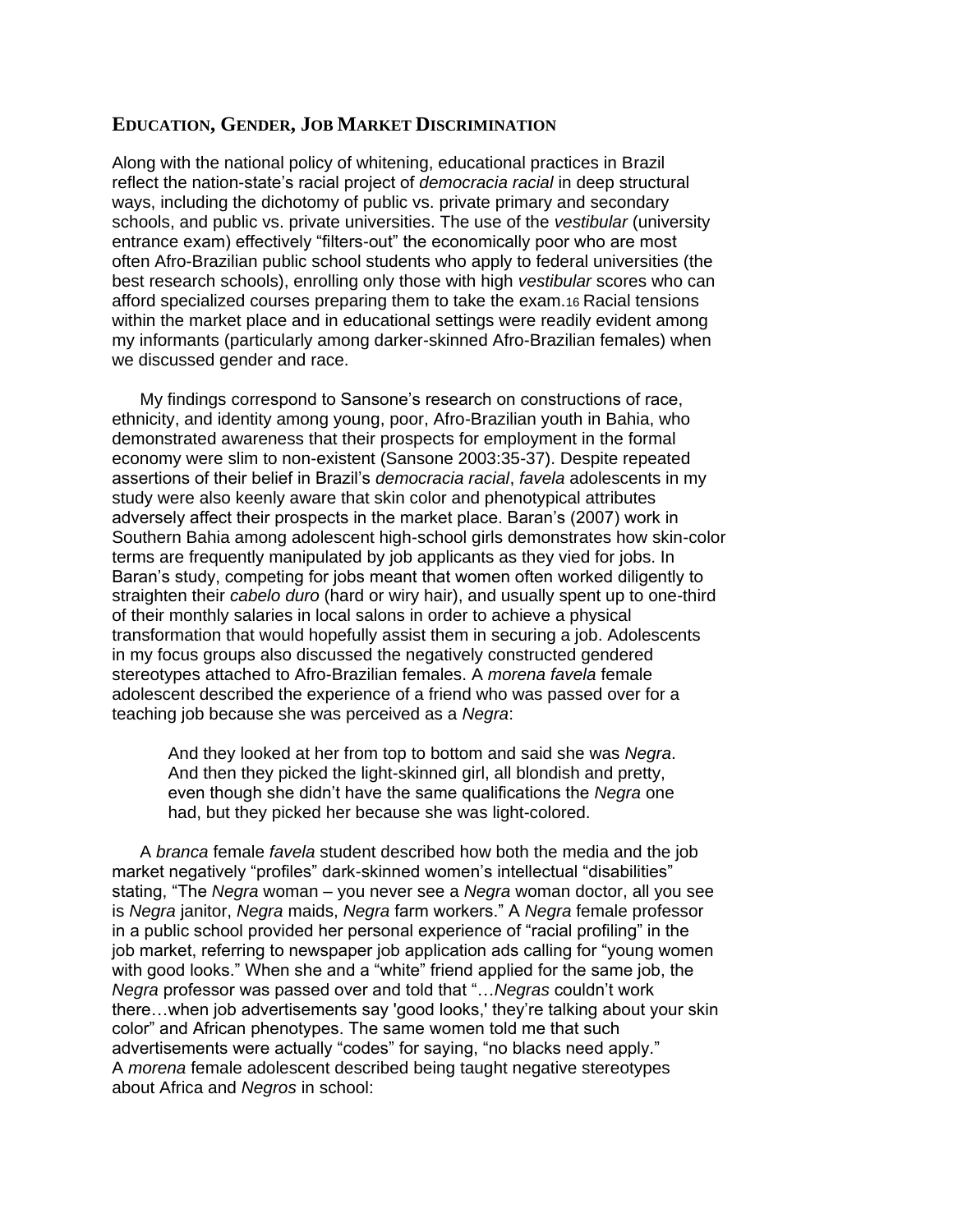## Education, Gender, Job Market Discrimination

Along with the national policy of whitening, educational practices in Brazil reflect the nation-state's racial project of *democracia racial* in deep structural ways, including the dichotomy of public vs. private primary and secondary schools, and public vs. private universities. The use of the *vestibular* (university entrance exam) effectively "filters-out" the economically poor who are most often Afro-Brazilian public school students who apply to federal universities (the best research schools), enrolling only those with high *vestibular* scores who can afford specialized courses preparing them to take the exam.[16] Racial tensions within the market place and in educational settings were readily evident among my informants (particularly among darker-skinned Afro-Brazilian females) when we discussed gender and race.

My findings correspond to Sansone's research on constructions of race, ethnicity, and identity among young, poor, Afro-Brazilian youth in Bahia, who demonstrated awareness that their prospects for employment in the formal economy were slim to non-existent (Sansone 2003:35-37). Despite repeated assertions of their belief in Brazil's *democracia racial*, *favela* adolescents in my study were also keenly aware that skin color and phenotypical attributes adversely affect their prospects in the market place. Baran's (2007) work in Southern Bahia among adolescent high-school girls demonstrates how skin-color terms are frequently manipulated by job applicants as they vied for jobs. In Baran's study, competing for jobs meant that women often worked diligently to straighten their *cabelo duro* (hard or wiry hair), and usually spent up to one-third of their monthly salaries in local salons in order to achieve a physical transformation that would hopefully assist them in securing a job. Adolescents in my focus groups also discussed the negatively constructed gendered stereotypes attached to Afro-Brazilian females. A *morena favela* female adolescent described the experience of a friend who was passed over for a teaching job because she was perceived as a *Negra*:

> And they looked at her from top to bottom and said she was *Negra*. And then they picked the light-skinned girl, all blondish and pretty, even though she didn't have the same qualifications the *Negra* one had, but they picked her because she was light-colored.

A *branca* female *favela* student described how both the media and the job market negatively "profiles" dark-skinned women's intellectual "disabilities" stating, "The *Negra* woman – you never see a *Negra* woman doctor, all you see is *Negra* janitor, *Negra* maids, *Negra* farm workers." A *Negra* female professor in a public school provided her personal experience of "racial profiling" in the job market, referring to newspaper job application ads calling for "young women with good looks." When she and a "white" friend applied for the same job, the *Negra* professor was passed over and told that "…*Negras* couldn't work there…when job advertisements say 'good looks,' they're talking about your skin color" and African phenotypes. The same women told me that such advertisements were actually "codes" for saying, "no blacks need apply." A *morena* female adolescent described being taught negative stereotypes about Africa and *Negros* in school: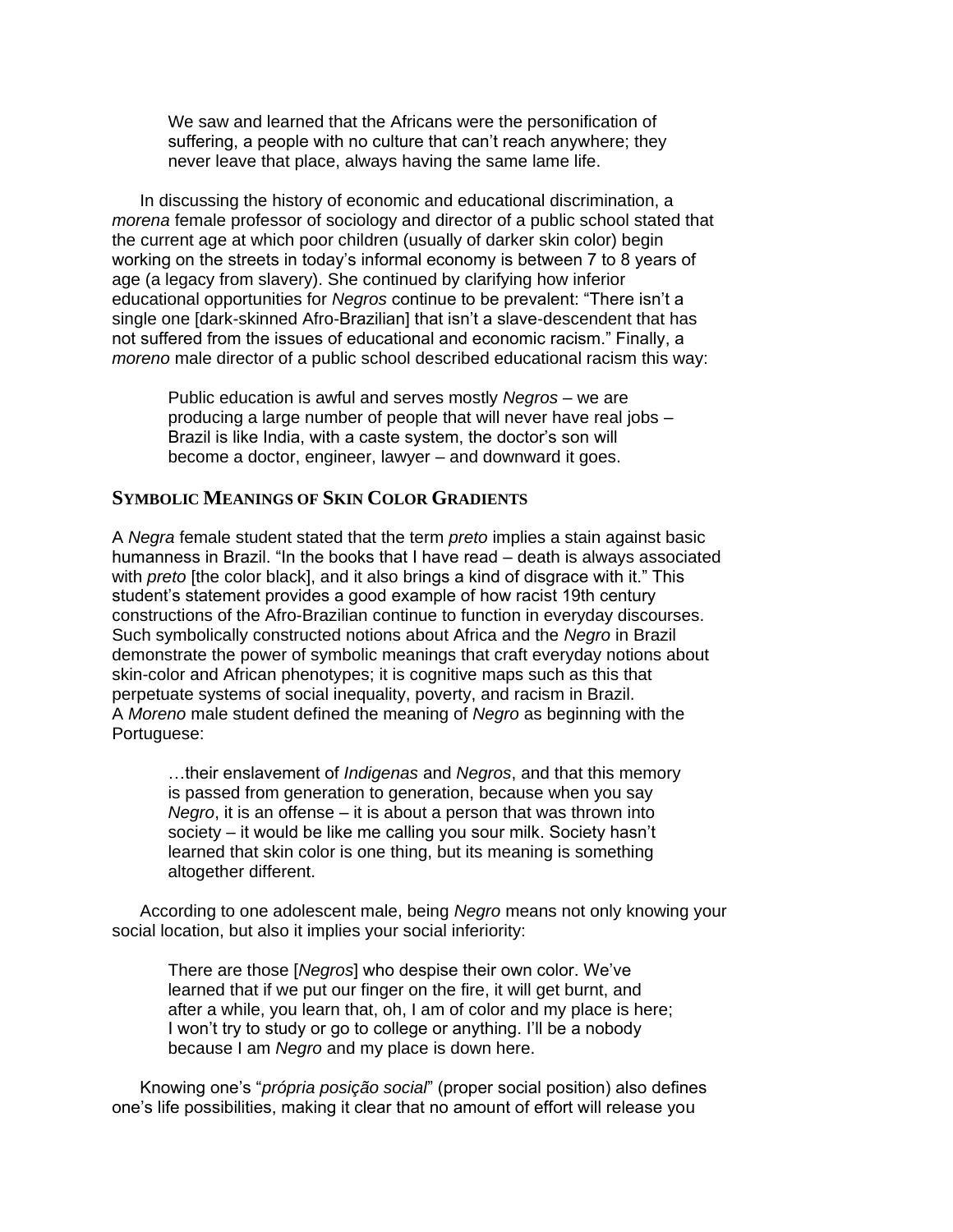> We saw and learned that the Africans were the personification of suffering, a people with no culture that can't reach anywhere; they never leave that place, always having the same lame life.

In discussing the history of economic and educational discrimination, a *morena* female professor of sociology and director of a public school stated that the current age at which poor children (usually of darker skin color) begin working on the streets in today's informal economy is between 7 to 8 years of age (a legacy from slavery). She continued by clarifying how inferior educational opportunities for *Negros* continue to be prevalent: "There isn't a single one [dark-skinned Afro-Brazilian] that isn't a slave-descendent that has not suffered from the issues of educational and economic racism." Finally, a *moreno* male director of a public school described educational racism this way:

> Public education is awful and serves mostly *Negros* – we are producing a large number of people that will never have real jobs – Brazil is like India, with a caste system, the doctor's son will become a doctor, engineer, lawyer – and downward it goes.

## SYMBOLIC MEANINGS OF SKIN COLOR GRADIENTS

A *Negra* female student stated that the term *preto* implies a stain against basic humanness in Brazil. "In the books that I have read – death is always associated with *preto* [the color black], and it also brings a kind of disgrace with it." This student's statement provides a good example of how racist 19th century constructions of the Afro-Brazilian continue to function in everyday discourses. Such symbolically constructed notions about Africa and the *Negro* in Brazil demonstrate the power of symbolic meanings that craft everyday notions about skin-color and African phenotypes; it is cognitive maps such as this that perpetuate systems of social inequality, poverty, and racism in Brazil. A *Moreno* male student defined the meaning of *Negro* as beginning with the Portuguese:

> …their enslavement of *Indigenas* and *Negros*, and that this memory is passed from generation to generation, because when you say *Negro*, it is an offense – it is about a person that was thrown into society – it would be like me calling you sour milk. Society hasn't learned that skin color is one thing, but its meaning is something altogether different.

According to one adolescent male, being *Negro* means not only knowing your social location, but also it implies your social inferiority:

> There are those [*Negros*] who despise their own color. We've learned that if we put our finger on the fire, it will get burnt, and after a while, you learn that, oh, I am of color and my place is here; I won't try to study or go to college or anything. I'll be a nobody because I am *Negro* and my place is down here.

Knowing one's "*própria posição social*" (proper social position) also defines one's life possibilities, making it clear that no amount of effort will release you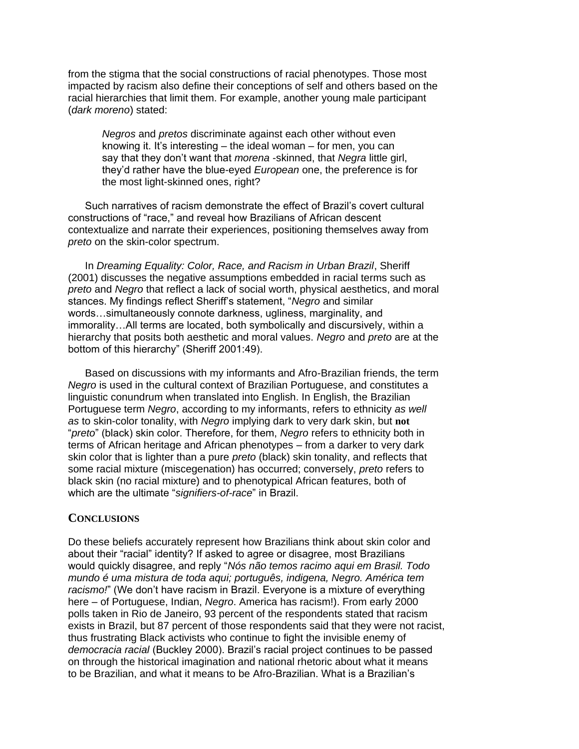from the stigma that the social constructions of racial phenotypes. Those most impacted by racism also define their conceptions of self and others based on the racial hierarchies that limit them. For example, another young male participant (*dark moreno*) stated:

> *Negros* and *pretos* discriminate against each other without even knowing it. It's interesting – the ideal woman – for men, you can say that they don't want that *morena* -skinned, that *Negra* little girl, they'd rather have the blue-eyed *European* one, the preference is for the most light-skinned ones, right?

Such narratives of racism demonstrate the effect of Brazil's covert cultural constructions of "race," and reveal how Brazilians of African descent contextualize and narrate their experiences, positioning themselves away from *preto* on the skin-color spectrum.

In *Dreaming Equality: Color, Race, and Racism in Urban Brazil*, Sheriff (2001) discusses the negative assumptions embedded in racial terms such as *preto* and *Negro* that reflect a lack of social worth, physical aesthetics, and moral stances. My findings reflect Sheriff's statement, "*Negro* and similar words…simultaneously connote darkness, ugliness, marginality, and immorality…All terms are located, both symbolically and discursively, within a hierarchy that posits both aesthetic and moral values. *Negro* and *preto* are at the bottom of this hierarchy" (Sheriff 2001:49).

Based on discussions with my informants and Afro-Brazilian friends, the term *Negro* is used in the cultural context of Brazilian Portuguese, and constitutes a linguistic conundrum when translated into English. In English, the Brazilian Portuguese term *Negro*, according to my informants, refers to ethnicity *as well as* to skin-color tonality, with *Negro* implying dark to very dark skin, but **not** "*preto*" (black) skin color. Therefore, for them, *Negro* refers to ethnicity both in terms of African heritage and African phenotypes – from a darker to very dark skin color that is lighter than a pure *preto* (black) skin tonality, and reflects that some racial mixture (miscegenation) has occurred; conversely, *preto* refers to black skin (no racial mixture) and to phenotypical African features, both of which are the ultimate "*signifiers-of-race*" in Brazil.

## CONCLUSIONS

Do these beliefs accurately represent how Brazilians think about skin color and about their "racial" identity? If asked to agree or disagree, most Brazilians would quickly disagree, and reply "*Nós não temos racimo aqui em Brasil. Todo mundo é uma mistura de toda aqui; português, indigena, Negro. América tem racismo!*" (We don't have racism in Brazil. Everyone is a mixture of everything here – of Portuguese, Indian, *Negro*. America has racism!). From early 2000 polls taken in Rio de Janeiro, 93 percent of the respondents stated that racism exists in Brazil, but 87 percent of those respondents said that they were not racist, thus frustrating Black activists who continue to fight the invisible enemy of *democracia racial* (Buckley 2000). Brazil's racial project continues to be passed on through the historical imagination and national rhetoric about what it means to be Brazilian, and what it means to be Afro-Brazilian. What is a Brazilian's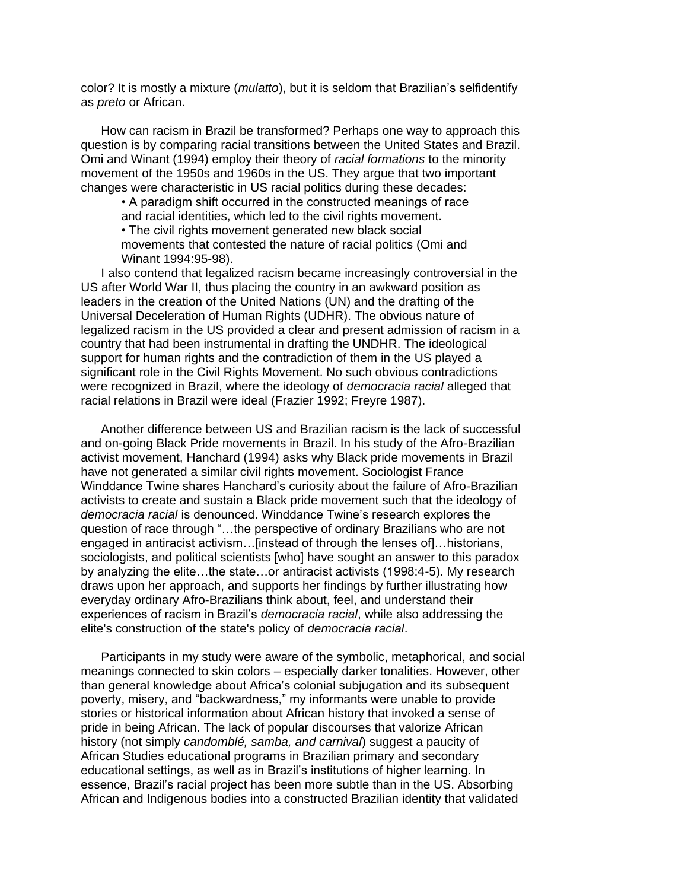color? It is mostly a mixture (*mulatto*), but it is seldom that Brazilian's selfidentify as *preto* or African.

How can racism in Brazil be transformed? Perhaps one way to approach this question is by comparing racial transitions between the United States and Brazil. Omi and Winant (1994) employ their theory of *racial formations* to the minority movement of the 1950s and 1960s in the US. They argue that two important changes were characteristic in US racial politics during these decades:

- A paradigm shift occurred in the constructed meanings of race and racial identities, which led to the civil rights movement.
- The civil rights movement generated new black social movements that contested the nature of racial politics (Omi and Winant 1994:95-98).

I also contend that legalized racism became increasingly controversial in the US after World War II, thus placing the country in an awkward position as leaders in the creation of the United Nations (UN) and the drafting of the Universal Deceleration of Human Rights (UDHR). The obvious nature of legalized racism in the US provided a clear and present admission of racism in a country that had been instrumental in drafting the UNDHR. The ideological support for human rights and the contradiction of them in the US played a significant role in the Civil Rights Movement. No such obvious contradictions were recognized in Brazil, where the ideology of *democracia racial* alleged that racial relations in Brazil were ideal (Frazier 1992; Freyre 1987).

Another difference between US and Brazilian racism is the lack of successful and on-going Black Pride movements in Brazil. In his study of the Afro-Brazilian activist movement, Hanchard (1994) asks why Black pride movements in Brazil have not generated a similar civil rights movement. Sociologist France Winddance Twine shares Hanchard's curiosity about the failure of Afro-Brazilian activists to create and sustain a Black pride movement such that the ideology of *democracia racial* is denounced. Winddance Twine's research explores the question of race through "…the perspective of ordinary Brazilians who are not engaged in antiracist activism…[instead of through the lenses of]…historians, sociologists, and political scientists [who] have sought an answer to this paradox by analyzing the elite…the state…or antiracist activists (1998:4-5). My research draws upon her approach, and supports her findings by further illustrating how everyday ordinary Afro-Brazilians think about, feel, and understand their experiences of racism in Brazil's *democracia racial*, while also addressing the elite's construction of the state's policy of *democracia racial*.

Participants in my study were aware of the symbolic, metaphorical, and social meanings connected to skin colors – especially darker tonalities. However, other than general knowledge about Africa's colonial subjugation and its subsequent poverty, misery, and "backwardness," my informants were unable to provide stories or historical information about African history that invoked a sense of pride in being African. The lack of popular discourses that valorize African history (not simply *candomblé, samba, and carnival*) suggest a paucity of African Studies educational programs in Brazilian primary and secondary educational settings, as well as in Brazil's institutions of higher learning. In essence, Brazil's racial project has been more subtle than in the US. Absorbing African and Indigenous bodies into a constructed Brazilian identity that validated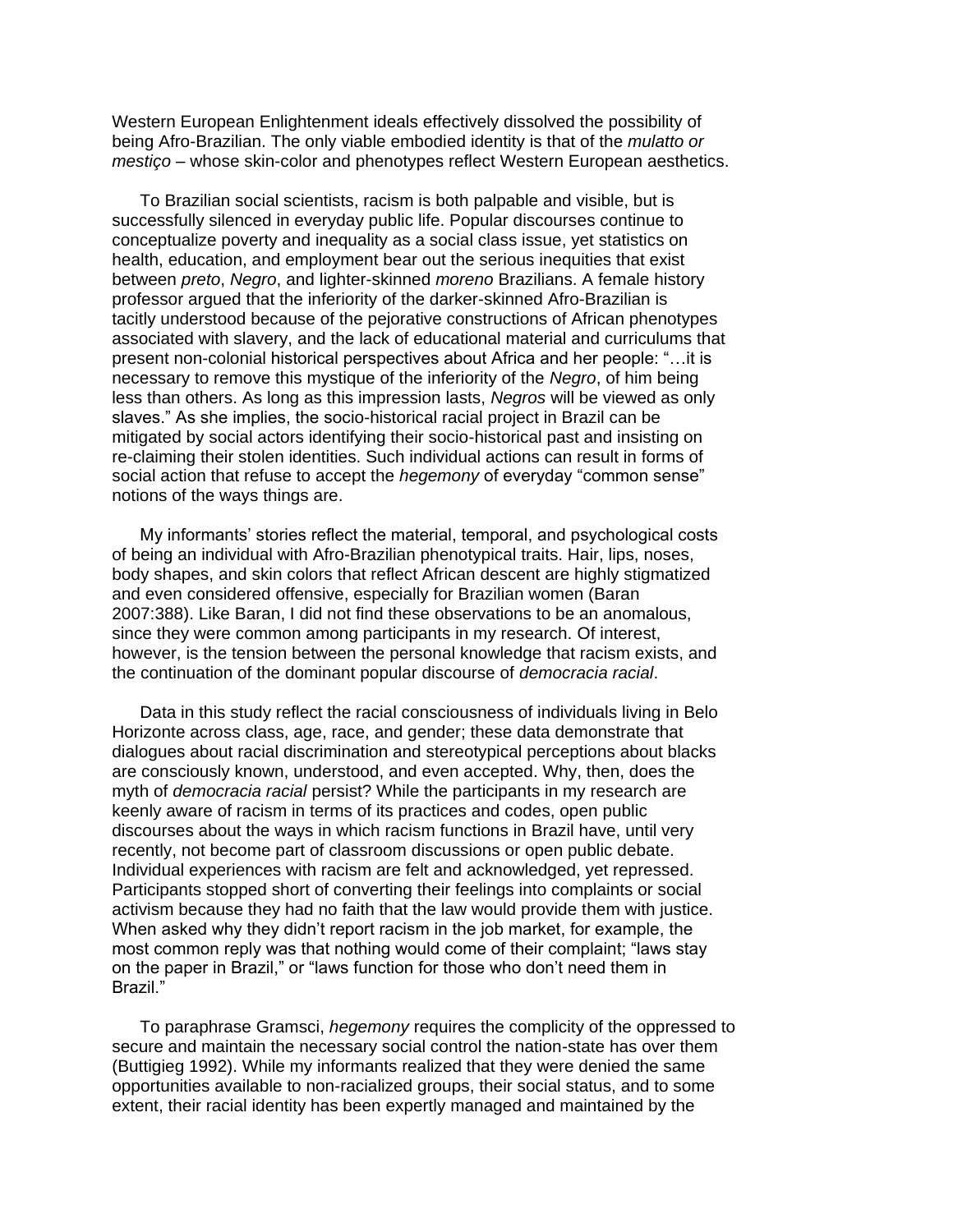Western European Enlightenment ideals effectively dissolved the possibility of being Afro-Brazilian. The only viable embodied identity is that of the *mulatto or mestiço* – whose skin-color and phenotypes reflect Western European aesthetics.

To Brazilian social scientists, racism is both palpable and visible, but is successfully silenced in everyday public life. Popular discourses continue to conceptualize poverty and inequality as a social class issue, yet statistics on health, education, and employment bear out the serious inequities that exist between *preto*, *Negro*, and lighter-skinned *moreno* Brazilians. A female history professor argued that the inferiority of the darker-skinned Afro-Brazilian is tacitly understood because of the pejorative constructions of African phenotypes associated with slavery, and the lack of educational material and curriculums that present non-colonial historical perspectives about Africa and her people: "…it is necessary to remove this mystique of the inferiority of the *Negro*, of him being less than others. As long as this impression lasts, *Negros* will be viewed as only slaves." As she implies, the socio-historical racial project in Brazil can be mitigated by social actors identifying their socio-historical past and insisting on re-claiming their stolen identities. Such individual actions can result in forms of social action that refuse to accept the *hegemony* of everyday "common sense" notions of the ways things are.

My informants' stories reflect the material, temporal, and psychological costs of being an individual with Afro-Brazilian phenotypical traits. Hair, lips, noses, body shapes, and skin colors that reflect African descent are highly stigmatized and even considered offensive, especially for Brazilian women (Baran 2007:388). Like Baran, I did not find these observations to be an anomalous, since they were common among participants in my research. Of interest, however, is the tension between the personal knowledge that racism exists, and the continuation of the dominant popular discourse of *democracia racial*.

Data in this study reflect the racial consciousness of individuals living in Belo Horizonte across class, age, race, and gender; these data demonstrate that dialogues about racial discrimination and stereotypical perceptions about blacks are consciously known, understood, and even accepted. Why, then, does the myth of *democracia racial* persist? While the participants in my research are keenly aware of racism in terms of its practices and codes, open public discourses about the ways in which racism functions in Brazil have, until very recently, not become part of classroom discussions or open public debate. Individual experiences with racism are felt and acknowledged, yet repressed. Participants stopped short of converting their feelings into complaints or social activism because they had no faith that the law would provide them with justice. When asked why they didn't report racism in the job market, for example, the most common reply was that nothing would come of their complaint; "laws stay on the paper in Brazil," or "laws function for those who don't need them in Brazil."

To paraphrase Gramsci, *hegemony* requires the complicity of the oppressed to secure and maintain the necessary social control the nation-state has over them (Buttigieg 1992). While my informants realized that they were denied the same opportunities available to non-racialized groups, their social status, and to some extent, their racial identity has been expertly managed and maintained by the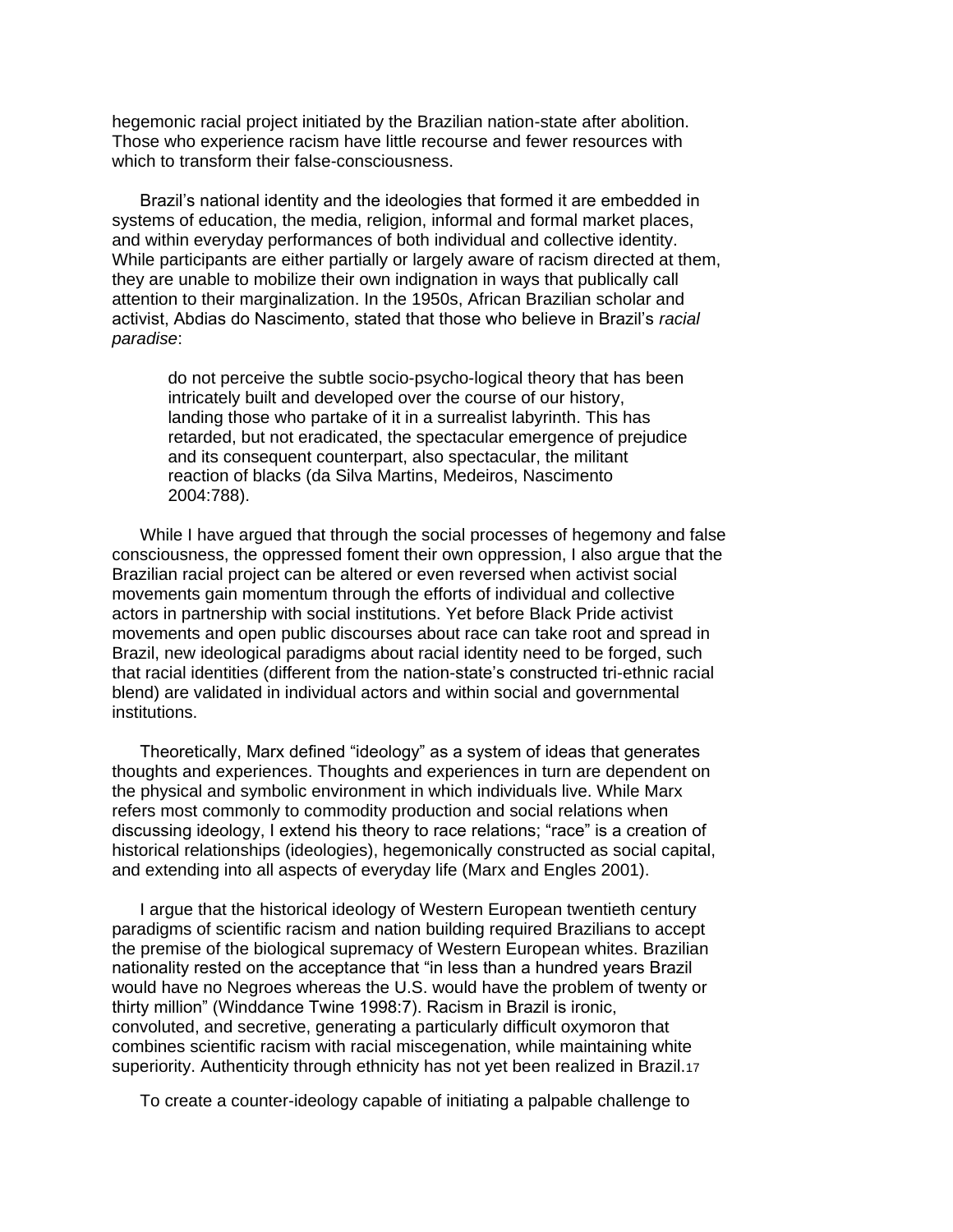hegemonic racial project initiated by the Brazilian nation-state after abolition. Those who experience racism have little recourse and fewer resources with which to transform their false-consciousness.

Brazil's national identity and the ideologies that formed it are embedded in systems of education, the media, religion, informal and formal market places, and within everyday performances of both individual and collective identity. While participants are either partially or largely aware of racism directed at them, they are unable to mobilize their own indignation in ways that publically call attention to their marginalization. In the 1950s, African Brazilian scholar and activist, Abdias do Nascimento, stated that those who believe in Brazil's *racial paradise*:

> do not perceive the subtle socio-psycho-logical theory that has been intricately built and developed over the course of our history, landing those who partake of it in a surrealist labyrinth. This has retarded, but not eradicated, the spectacular emergence of prejudice and its consequent counterpart, also spectacular, the militant reaction of blacks (da Silva Martins, Medeiros, Nascimento 2004:788).

While I have argued that through the social processes of hegemony and false consciousness, the oppressed foment their own oppression, I also argue that the Brazilian racial project can be altered or even reversed when activist social movements gain momentum through the efforts of individual and collective actors in partnership with social institutions. Yet before Black Pride activist movements and open public discourses about race can take root and spread in Brazil, new ideological paradigms about racial identity need to be forged, such that racial identities (different from the nation-state's constructed tri-ethnic racial blend) are validated in individual actors and within social and governmental institutions.

Theoretically, Marx defined "ideology" as a system of ideas that generates thoughts and experiences. Thoughts and experiences in turn are dependent on the physical and symbolic environment in which individuals live. While Marx refers most commonly to commodity production and social relations when discussing ideology, I extend his theory to race relations; "race" is a creation of historical relationships (ideologies), hegemonically constructed as social capital, and extending into all aspects of everyday life (Marx and Engles 2001).

I argue that the historical ideology of Western European twentieth century paradigms of scientific racism and nation building required Brazilians to accept the premise of the biological supremacy of Western European whites. Brazilian nationality rested on the acceptance that "in less than a hundred years Brazil would have no Negroes whereas the U.S. would have the problem of twenty or thirty million" (Winddance Twine 1998:7). Racism in Brazil is ironic, convoluted, and secretive, generating a particularly difficult oxymoron that combines scientific racism with racial miscegenation, while maintaining white superiority. Authenticity through ethnicity has not yet been realized in Brazil.[17]

To create a counter-ideology capable of initiating a palpable challenge to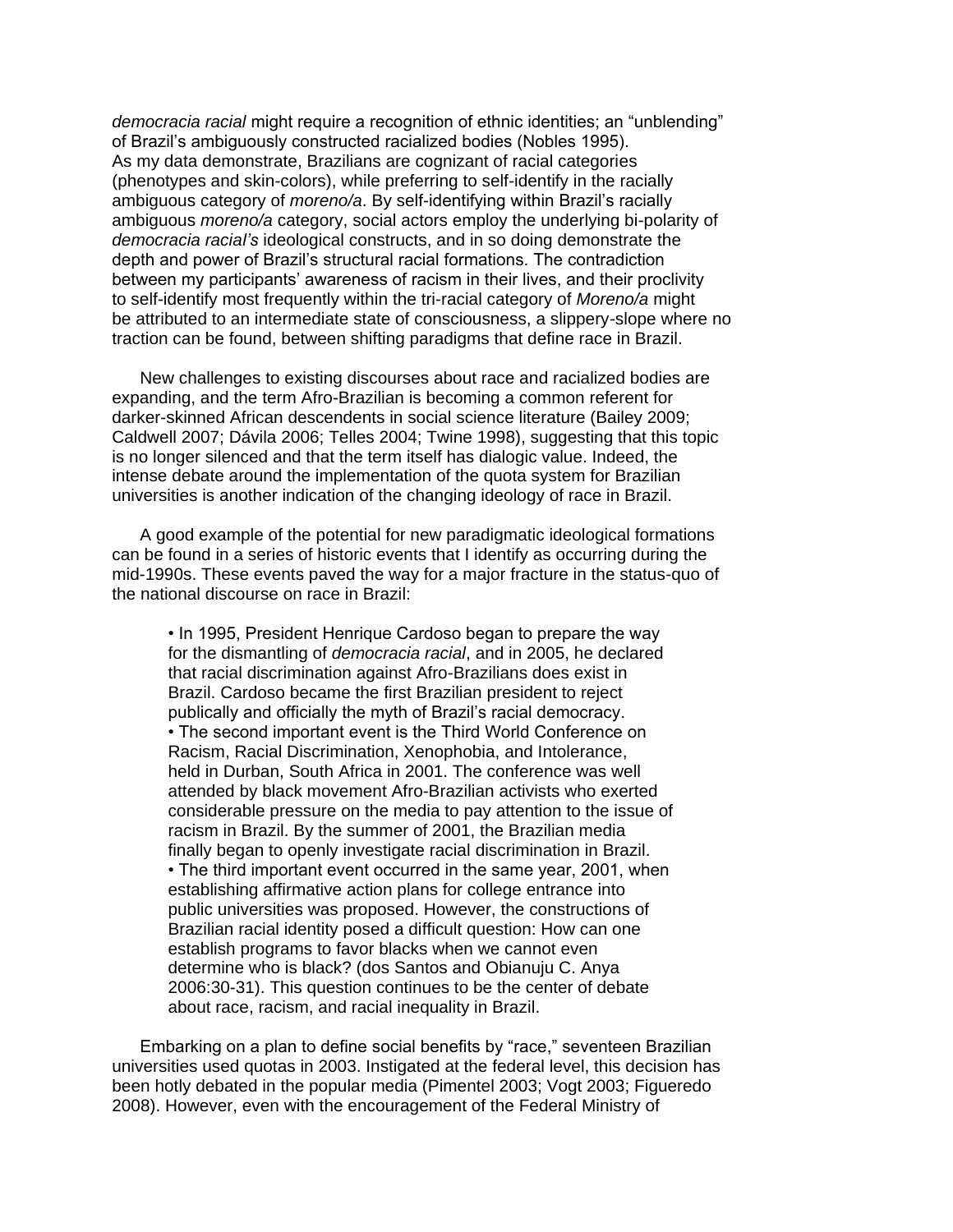*democracia racial* might require a recognition of ethnic identities; an "unblending" of Brazil's ambiguously constructed racialized bodies (Nobles 1995). As my data demonstrate, Brazilians are cognizant of racial categories (phenotypes and skin-colors), while preferring to self-identify in the racially ambiguous category of *moreno/a*. By self-identifying within Brazil's racially ambiguous *moreno/a* category, social actors employ the underlying bi-polarity of *democracia racial's* ideological constructs, and in so doing demonstrate the depth and power of Brazil's structural racial formations. The contradiction between my participants' awareness of racism in their lives, and their proclivity to self-identify most frequently within the tri-racial category of *Moreno/a* might be attributed to an intermediate state of consciousness, a slippery-slope where no traction can be found, between shifting paradigms that define race in Brazil.

New challenges to existing discourses about race and racialized bodies are expanding, and the term Afro-Brazilian is becoming a common referent for darker-skinned African descendents in social science literature (Bailey 2009; Caldwell 2007; Dávila 2006; Telles 2004; Twine 1998), suggesting that this topic is no longer silenced and that the term itself has dialogic value. Indeed, the intense debate around the implementation of the quota system for Brazilian universities is another indication of the changing ideology of race in Brazil.

A good example of the potential for new paradigmatic ideological formations can be found in a series of historic events that I identify as occurring during the mid-1990s. These events paved the way for a major fracture in the status-quo of the national discourse on race in Brazil:

- In 1995, President Henrique Cardoso began to prepare the way for the dismantling of *democracia racial*, and in 2005, he declared that racial discrimination against Afro-Brazilians does exist in Brazil. Cardoso became the first Brazilian president to reject publically and officially the myth of Brazil's racial democracy.
- The second important event is the Third World Conference on Racism, Racial Discrimination, Xenophobia, and Intolerance, held in Durban, South Africa in 2001. The conference was well attended by black movement Afro-Brazilian activists who exerted considerable pressure on the media to pay attention to the issue of racism in Brazil. By the summer of 2001, the Brazilian media finally began to openly investigate racial discrimination in Brazil.
- The third important event occurred in the same year, 2001, when establishing affirmative action plans for college entrance into public universities was proposed. However, the constructions of Brazilian racial identity posed a difficult question: How can one establish programs to favor blacks when we cannot even determine who is black? (dos Santos and Obianuju C. Anya 2006:30-31). This question continues to be the center of debate about race, racism, and racial inequality in Brazil.

Embarking on a plan to define social benefits by "race," seventeen Brazilian universities used quotas in 2003. Instigated at the federal level, this decision has been hotly debated in the popular media (Pimentel 2003; Vogt 2003; Figueredo 2008). However, even with the encouragement of the Federal Ministry of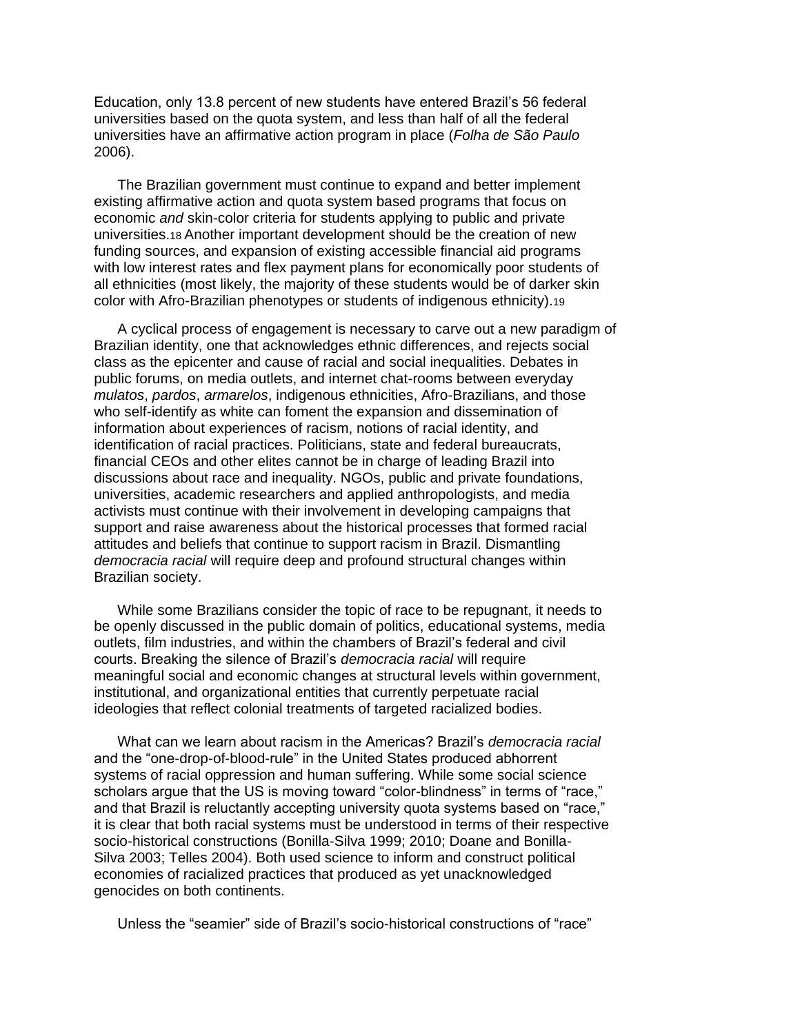Education, only 13.8 percent of new students have entered Brazil's 56 federal universities based on the quota system, and less than half of all the federal universities have an affirmative action program in place (*Folha de São Paulo* 2006).

The Brazilian government must continue to expand and better implement existing affirmative action and quota system based programs that focus on economic *and* skin-color criteria for students applying to public and private universities.[18] Another important development should be the creation of new funding sources, and expansion of existing accessible financial aid programs with low interest rates and flex payment plans for economically poor students of all ethnicities (most likely, the majority of these students would be of darker skin color with Afro-Brazilian phenotypes or students of indigenous ethnicity).[19]

A cyclical process of engagement is necessary to carve out a new paradigm of Brazilian identity, one that acknowledges ethnic differences, and rejects social class as the epicenter and cause of racial and social inequalities. Debates in public forums, on media outlets, and internet chat-rooms between everyday *mulatos*, *pardos*, *armarelos*, indigenous ethnicities, Afro-Brazilians, and those who self-identify as white can foment the expansion and dissemination of information about experiences of racism, notions of racial identity, and identification of racial practices. Politicians, state and federal bureaucrats, financial CEOs and other elites cannot be in charge of leading Brazil into discussions about race and inequality. NGOs, public and private foundations, universities, academic researchers and applied anthropologists, and media activists must continue with their involvement in developing campaigns that support and raise awareness about the historical processes that formed racial attitudes and beliefs that continue to support racism in Brazil. Dismantling *democracia racial* will require deep and profound structural changes within Brazilian society.

While some Brazilians consider the topic of race to be repugnant, it needs to be openly discussed in the public domain of politics, educational systems, media outlets, film industries, and within the chambers of Brazil's federal and civil courts. Breaking the silence of Brazil's *democracia racial* will require meaningful social and economic changes at structural levels within government, institutional, and organizational entities that currently perpetuate racial ideologies that reflect colonial treatments of targeted racialized bodies.

What can we learn about racism in the Americas? Brazil's *democracia racial* and the "one-drop-of-blood-rule" in the United States produced abhorrent systems of racial oppression and human suffering. While some social science scholars argue that the US is moving toward "color-blindness" in terms of "race," and that Brazil is reluctantly accepting university quota systems based on "race," it is clear that both racial systems must be understood in terms of their respective socio-historical constructions (Bonilla-Silva 1999; 2010; Doane and Bonilla-Silva 2003; Telles 2004). Both used science to inform and construct political economies of racialized practices that produced as yet unacknowledged genocides on both continents.

Unless the "seamier" side of Brazil's socio-historical constructions of "race"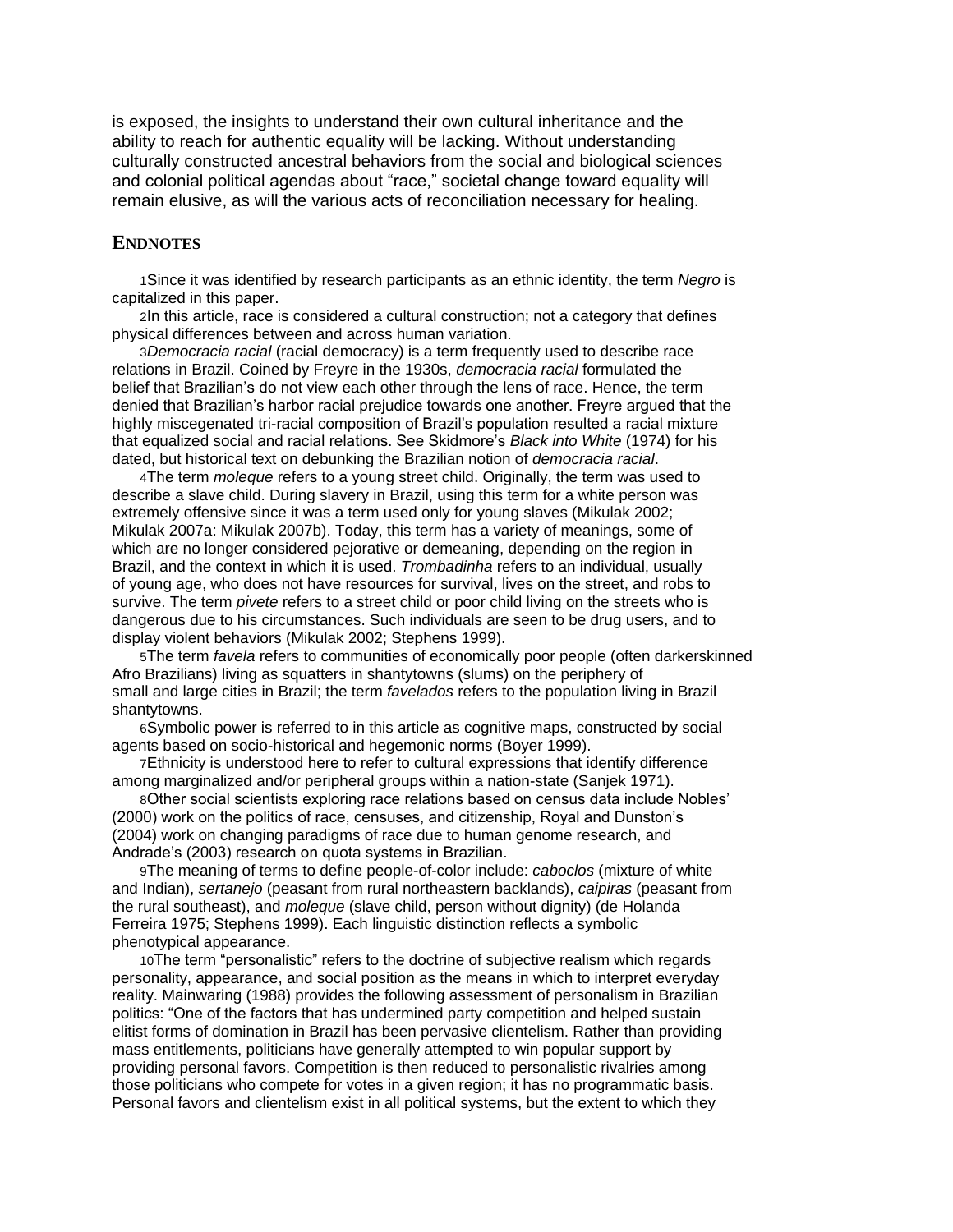is exposed, the insights to understand their own cultural inheritance and the ability to reach for authentic equality will be lacking. Without understanding culturally constructed ancestral behaviors from the social and biological sciences and colonial political agendas about "race," societal change toward equality will remain elusive, as will the various acts of reconciliation necessary for healing.

## ENDNOTES

1Since it was identified by research participants as an ethnic identity, the term *Negro* is capitalized in this paper.

2In this article, race is considered a cultural construction; not a category that defines physical differences between and across human variation.

3*Democracia racial* (racial democracy) is a term frequently used to describe race relations in Brazil. Coined by Freyre in the 1930s, *democracia racial* formulated the belief that Brazilian's do not view each other through the lens of race. Hence, the term denied that Brazilian's harbor racial prejudice towards one another. Freyre argued that the highly miscegenated tri-racial composition of Brazil's population resulted a racial mixture that equalized social and racial relations. See Skidmore's *Black into White* (1974) for his dated, but historical text on debunking the Brazilian notion of *democracia racial*.

4The term *moleque* refers to a young street child. Originally, the term was used to describe a slave child. During slavery in Brazil, using this term for a white person was extremely offensive since it was a term used only for young slaves (Mikulak 2002; Mikulak 2007a: Mikulak 2007b). Today, this term has a variety of meanings, some of which are no longer considered pejorative or demeaning, depending on the region in Brazil, and the context in which it is used. *Trombadinha* refers to an individual, usually of young age, who does not have resources for survival, lives on the street, and robs to survive. The term *pivete* refers to a street child or poor child living on the streets who is dangerous due to his circumstances. Such individuals are seen to be drug users, and to display violent behaviors (Mikulak 2002; Stephens 1999).

5The term *favela* refers to communities of economically poor people (often darkerskinned Afro Brazilians) living as squatters in shantytowns (slums) on the periphery of small and large cities in Brazil; the term *favelados* refers to the population living in Brazil shantytowns.

6Symbolic power is referred to in this article as cognitive maps, constructed by social agents based on socio-historical and hegemonic norms (Boyer 1999).

7Ethnicity is understood here to refer to cultural expressions that identify difference among marginalized and/or peripheral groups within a nation-state (Sanjek 1971).

8Other social scientists exploring race relations based on census data include Nobles' (2000) work on the politics of race, censuses, and citizenship, Royal and Dunston's (2004) work on changing paradigms of race due to human genome research, and Andrade's (2003) research on quota systems in Brazilian.

9The meaning of terms to define people-of-color include: *caboclos* (mixture of white and Indian), *sertanejo* (peasant from rural northeastern backlands), *caipiras* (peasant from the rural southeast), and *moleque* (slave child, person without dignity) (de Holanda Ferreira 1975; Stephens 1999). Each linguistic distinction reflects a symbolic phenotypical appearance.

10The term "personalistic" refers to the doctrine of subjective realism which regards personality, appearance, and social position as the means in which to interpret everyday reality. Mainwaring (1988) provides the following assessment of personalism in Brazilian politics: "One of the factors that has undermined party competition and helped sustain elitist forms of domination in Brazil has been pervasive clientelism. Rather than providing mass entitlements, politicians have generally attempted to win popular support by providing personal favors. Competition is then reduced to personalistic rivalries among those politicians who compete for votes in a given region; it has no programmatic basis. Personal favors and clientelism exist in all political systems, but the extent to which they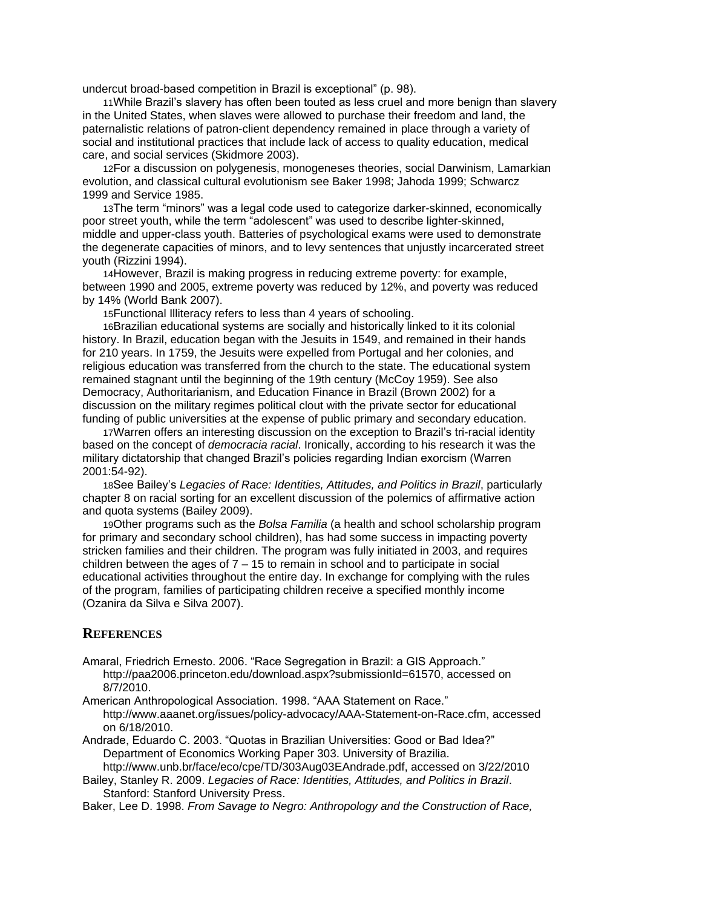undercut broad-based competition in Brazil is exceptional" (p. 98).

[11]While Brazil's slavery has often been touted as less cruel and more benign than slavery in the United States, when slaves were allowed to purchase their freedom and land, the paternalistic relations of patron-client dependency remained in place through a variety of social and institutional practices that include lack of access to quality education, medical care, and social services (Skidmore 2003).

[12]For a discussion on polygenesis, monogeneses theories, social Darwinism, Lamarkian evolution, and classical cultural evolutionism see Baker 1998; Jahoda 1999; Schwarcz 1999 and Service 1985.

[13]The term "minors" was a legal code used to categorize darker-skinned, economically poor street youth, while the term "adolescent" was used to describe lighter-skinned, middle and upper-class youth. Batteries of psychological exams were used to demonstrate the degenerate capacities of minors, and to levy sentences that unjustly incarcerated street youth (Rizzini 1994).

[14]However, Brazil is making progress in reducing extreme poverty: for example, between 1990 and 2005, extreme poverty was reduced by 12%, and poverty was reduced by 14% (World Bank 2007).

[15]Functional Illiteracy refers to less than 4 years of schooling.

[16]Brazilian educational systems are socially and historically linked to it its colonial history. In Brazil, education began with the Jesuits in 1549, and remained in their hands for 210 years. In 1759, the Jesuits were expelled from Portugal and her colonies, and religious education was transferred from the church to the state. The educational system remained stagnant until the beginning of the 19th century (McCoy 1959). See also Democracy, Authoritarianism, and Education Finance in Brazil (Brown 2002) for a discussion on the military regimes political clout with the private sector for educational funding of public universities at the expense of public primary and secondary education.

[17]Warren offers an interesting discussion on the exception to Brazil's tri-racial identity based on the concept of *democracia racial*. Ironically, according to his research it was the military dictatorship that changed Brazil's policies regarding Indian exorcism (Warren 2001:54-92).

[18]See Bailey's *Legacies of Race: Identities, Attitudes, and Politics in Brazil*, particularly chapter 8 on racial sorting for an excellent discussion of the polemics of affirmative action and quota systems (Bailey 2009).

[19]Other programs such as the *Bolsa Familia* (a health and school scholarship program for primary and secondary school children), has had some success in impacting poverty stricken families and their children. The program was fully initiated in 2003, and requires children between the ages of 7 – 15 to remain in school and to participate in social educational activities throughout the entire day. In exchange for complying with the rules of the program, families of participating children receive a specified monthly income (Ozanira da Silva e Silva 2007).

## References

Amaral, Friedrich Ernesto. 2006. "Race Segregation in Brazil: a GIS Approach." http://paa2006.princeton.edu/download.aspx?submissionId=61570, accessed on 8/7/2010.

American Anthropological Association. 1998. "AAA Statement on Race." http://www.aaanet.org/issues/policy-advocacy/AAA-Statement-on-Race.cfm, accessed on 6/18/2010.

Andrade, Eduardo C. 2003. "Quotas in Brazilian Universities: Good or Bad Idea?" Department of Economics Working Paper 303. University of Brazilia. http://www.unb.br/face/eco/cpe/TD/303Aug03EAndrade.pdf, accessed on 3/22/2010

Bailey, Stanley R. 2009. *Legacies of Race: Identities, Attitudes, and Politics in Brazil*. Stanford: Stanford University Press.

Baker, Lee D. 1998. *From Savage to Negro: Anthropology and the Construction of Race,*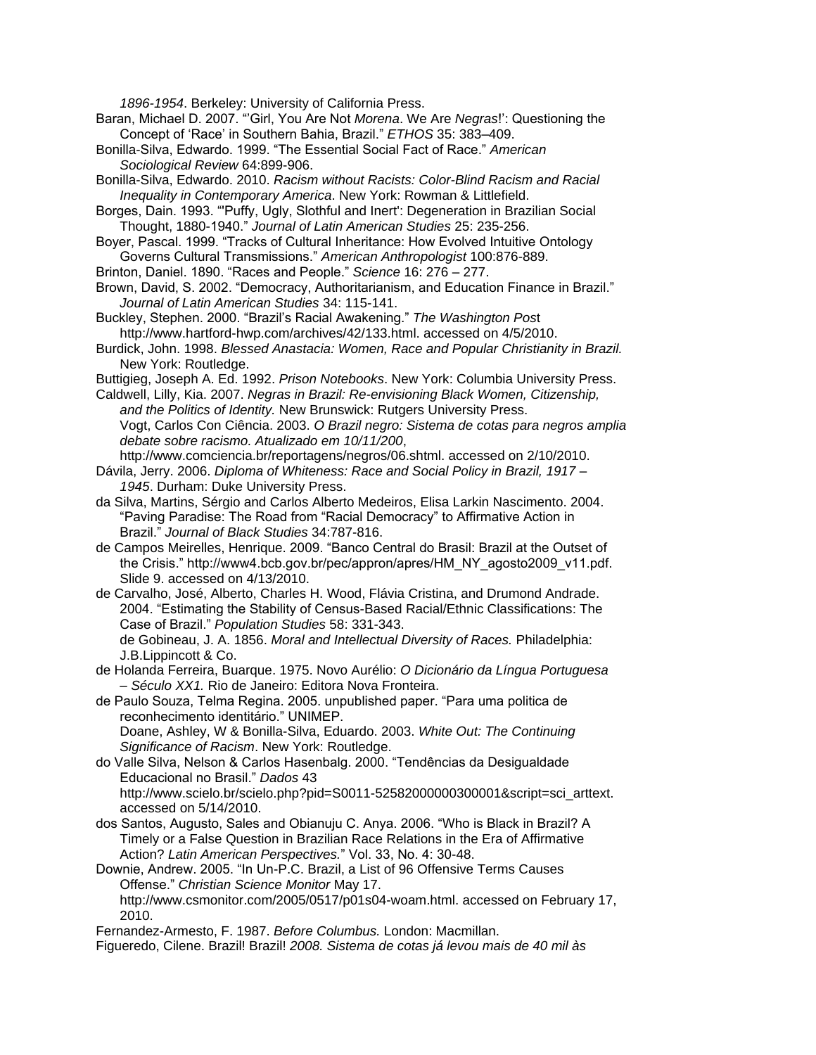*1896-1954*. Berkeley: University of California Press.

Baran, Michael D. 2007. "'Girl, You Are Not *Morena*. We Are *Negras*!': Questioning the Concept of 'Race' in Southern Bahia, Brazil." *ETHOS* 35: 383–409.

Bonilla-Silva, Edwardo. 1999. "The Essential Social Fact of Race." *American Sociological Review* 64:899-906.

Bonilla-Silva, Edwardo. 2010. *Racism without Racists: Color-Blind Racism and Racial Inequality in Contemporary America*. New York: Rowman & Littlefield.

Borges, Dain. 1993. "'Puffy, Ugly, Slothful and Inert': Degeneration in Brazilian Social Thought, 1880-1940." *Journal of Latin American Studies* 25: 235-256.

Boyer, Pascal. 1999. "Tracks of Cultural Inheritance: How Evolved Intuitive Ontology Governs Cultural Transmissions." *American Anthropologist* 100:876-889.

Brinton, Daniel. 1890. "Races and People." *Science* 16: 276 – 277.

Brown, David, S. 2002. "Democracy, Authoritarianism, and Education Finance in Brazil." *Journal of Latin American Studies* 34: 115-141.

Buckley, Stephen. 2000. "Brazil's Racial Awakening." *The Washington Pos*t http://www.hartford-hwp.com/archives/42/133.html. accessed on 4/5/2010.

Burdick, John. 1998. *Blessed Anastacia: Women, Race and Popular Christianity in Brazil.* New York: Routledge.

Buttigieg, Joseph A. Ed. 1992. *Prison Notebooks*. New York: Columbia University Press.

Caldwell, Lilly, Kia. 2007. *Negras in Brazil: Re-envisioning Black Women, Citizenship, and the Politics of Identity.* New Brunswick: Rutgers University Press.
Vogt, Carlos Con Ciência. 2003. *O Brazil negro: Sistema de cotas para negros amplia debate sobre racismo. Atualizado em 10/11/200*, http://www.comciencia.br/reportagens/negros/06.shtml. accessed on 2/10/2010.

Dávila, Jerry. 2006. *Diploma of Whiteness: Race and Social Policy in Brazil, 1917 – 1945*. Durham: Duke University Press.

da Silva, Martins, Sérgio and Carlos Alberto Medeiros, Elisa Larkin Nascimento. 2004. "Paving Paradise: The Road from "Racial Democracy" to Affirmative Action in Brazil." *Journal of Black Studies* 34:787-816.

de Campos Meirelles, Henrique. 2009. "Banco Central do Brasil: Brazil at the Outset of the Crisis." http://www4.bcb.gov.br/pec/appron/apres/HM_NY_agosto2009_v11.pdf. Slide 9. accessed on 4/13/2010.

de Carvalho, José, Alberto, Charles H. Wood, Flávia Cristina, and Drumond Andrade. 2004. "Estimating the Stability of Census-Based Racial/Ethnic Classifications: The Case of Brazil." *Population Studies* 58: 331-343.
de Gobineau, J. A. 1856. *Moral and Intellectual Diversity of Races.* Philadelphia: J.B.Lippincott & Co.

de Holanda Ferreira, Buarque. 1975. Novo Aurélio: *O Dicionário da Língua Portuguesa – Século XX1.* Rio de Janeiro: Editora Nova Fronteira.

de Paulo Souza, Telma Regina. 2005. unpublished paper. "Para uma politica de reconhecimento identitário." UNIMEP.
Doane, Ashley, W & Bonilla-Silva, Eduardo. 2003. *White Out: The Continuing Significance of Racism*. New York: Routledge.

do Valle Silva, Nelson & Carlos Hasenbalg. 2000. "Tendências da Desigualdade Educacional no Brasil." *Dados* 43 http://www.scielo.br/scielo.php?pid=S0011-52582000000300001&script=sci_arttext. accessed on 5/14/2010.

dos Santos, Augusto, Sales and Obianuju C. Anya. 2006. "Who is Black in Brazil? A Timely or a False Question in Brazilian Race Relations in the Era of Affirmative Action? *Latin American Perspectives.*" Vol. 33, No. 4: 30-48.

Downie, Andrew. 2005. "In Un-P.C. Brazil, a List of 96 Offensive Terms Causes Offense." *Christian Science Monitor* May 17. http://www.csmonitor.com/2005/0517/p01s04-woam.html. accessed on February 17, 2010.

Fernandez-Armesto, F. 1987. *Before Columbus.* London: Macmillan.

Figueredo, Cilene. Brazil! Brazil! *2008. Sistema de cotas já levou mais de 40 mil às*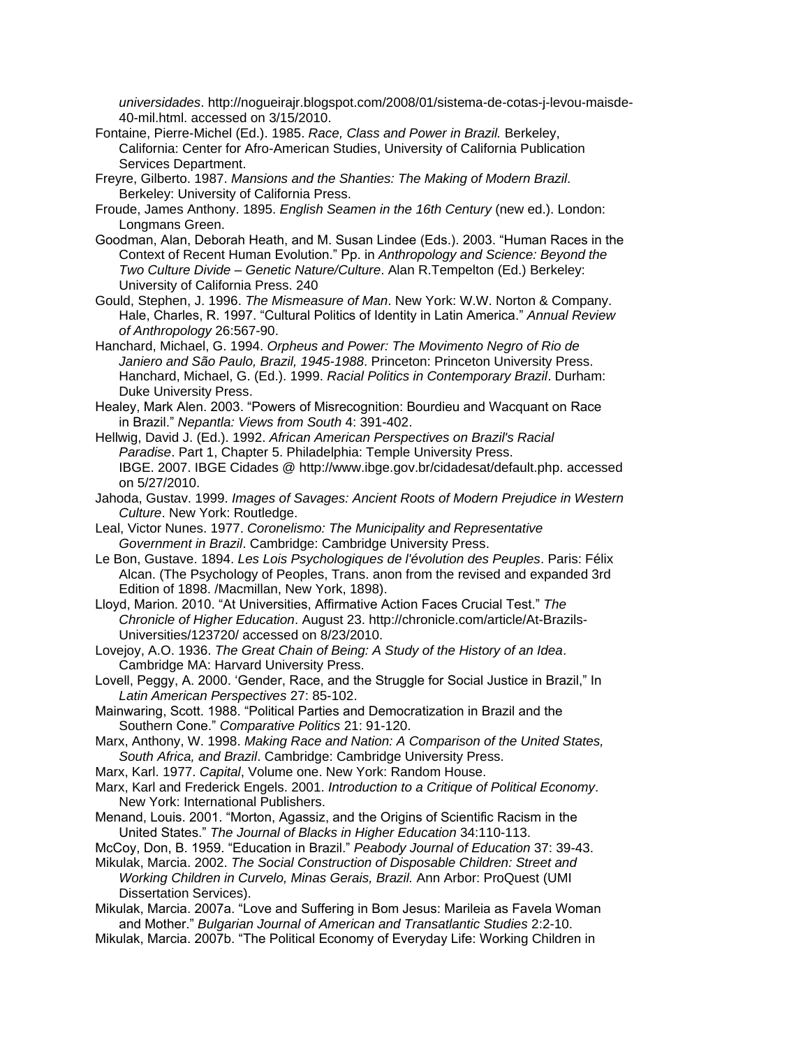*universidades*. http://nogueirajr.blogspot.com/2008/01/sistema-de-cotas-j-levou-maisde-40-mil.html. accessed on 3/15/2010.

Fontaine, Pierre-Michel (Ed.). 1985. *Race, Class and Power in Brazil.* Berkeley, California: Center for Afro-American Studies, University of California Publication Services Department.

Freyre, Gilberto. 1987. *Mansions and the Shanties: The Making of Modern Brazil*. Berkeley: University of California Press.

Froude, James Anthony. 1895. *English Seamen in the 16th Century* (new ed.). London: Longmans Green.

Goodman, Alan, Deborah Heath, and M. Susan Lindee (Eds.). 2003. "Human Races in the Context of Recent Human Evolution." Pp. in *Anthropology and Science: Beyond the Two Culture Divide – Genetic Nature/Culture*. Alan R.Tempelton (Ed.) Berkeley: University of California Press. 240

Gould, Stephen, J. 1996. *The Mismeasure of Man*. New York: W.W. Norton & Company. Hale, Charles, R. 1997. "Cultural Politics of Identity in Latin America." *Annual Review of Anthropology* 26:567-90.

Hanchard, Michael, G. 1994. *Orpheus and Power: The Movimento Negro of Rio de Janiero and São Paulo, Brazil, 1945-1988*. Princeton: Princeton University Press. Hanchard, Michael, G. (Ed.). 1999. *Racial Politics in Contemporary Brazil*. Durham: Duke University Press.

Healey, Mark Alen. 2003. "Powers of Misrecognition: Bourdieu and Wacquant on Race in Brazil." *Nepantla: Views from South* 4: 391-402.

Hellwig, David J. (Ed.). 1992. *African American Perspectives on Brazil's Racial Paradise*. Part 1, Chapter 5. Philadelphia: Temple University Press. IBGE. 2007. IBGE Cidades @ http://www.ibge.gov.br/cidadesat/default.php. accessed on 5/27/2010.

Jahoda, Gustav. 1999. *Images of Savages: Ancient Roots of Modern Prejudice in Western Culture*. New York: Routledge.

Leal, Victor Nunes. 1977. *Coronelismo: The Municipality and Representative Government in Brazil*. Cambridge: Cambridge University Press.

Le Bon, Gustave. 1894. *Les Lois Psychologiques de l'évolution des Peuples*. Paris: Félix Alcan. (The Psychology of Peoples, Trans. anon from the revised and expanded 3rd Edition of 1898. /Macmillan, New York, 1898).

Lloyd, Marion. 2010. "At Universities, Affirmative Action Faces Crucial Test." *The Chronicle of Higher Education*. August 23. http://chronicle.com/article/At-Brazils-Universities/123720/ accessed on 8/23/2010.

Lovejoy, A.O. 1936. *The Great Chain of Being: A Study of the History of an Idea*. Cambridge MA: Harvard University Press.

Lovell, Peggy, A. 2000. 'Gender, Race, and the Struggle for Social Justice in Brazil," In *Latin American Perspectives* 27: 85-102.

Mainwaring, Scott. 1988. "Political Parties and Democratization in Brazil and the Southern Cone." *Comparative Politics* 21: 91-120.

Marx, Anthony, W. 1998. *Making Race and Nation: A Comparison of the United States, South Africa, and Brazil*. Cambridge: Cambridge University Press.

Marx, Karl. 1977. *Capital*, Volume one. New York: Random House.

Marx, Karl and Frederick Engels. 2001. *Introduction to a Critique of Political Economy*. New York: International Publishers.

Menand, Louis. 2001. "Morton, Agassiz, and the Origins of Scientific Racism in the United States." *The Journal of Blacks in Higher Education* 34:110-113.

McCoy, Don, B. 1959. "Education in Brazil." *Peabody Journal of Education* 37: 39-43.

Mikulak, Marcia. 2002. *The Social Construction of Disposable Children: Street and Working Children in Curvelo, Minas Gerais, Brazil.* Ann Arbor: ProQuest (UMI Dissertation Services).

Mikulak, Marcia. 2007a. "Love and Suffering in Bom Jesus: Marileia as Favela Woman and Mother." *Bulgarian Journal of American and Transatlantic Studies* 2:2-10.

Mikulak, Marcia. 2007b. "The Political Economy of Everyday Life: Working Children in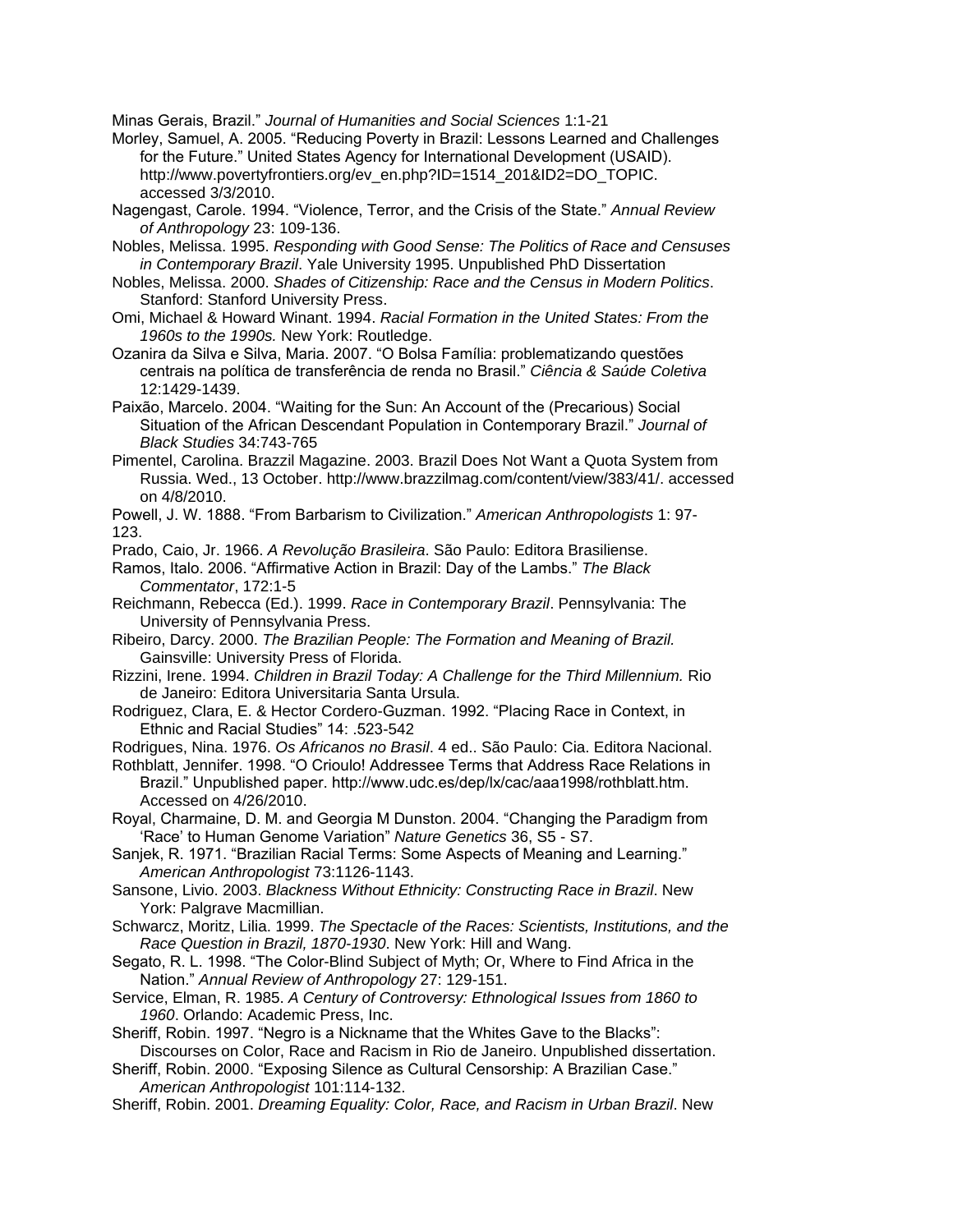Minas Gerais, Brazil." *Journal of Humanities and Social Sciences* 1:1-21

Morley, Samuel, A. 2005. "Reducing Poverty in Brazil: Lessons Learned and Challenges for the Future." United States Agency for International Development (USAID). http://www.povertyfrontiers.org/ev_en.php?ID=1514_201&ID2=DO_TOPIC. accessed 3/3/2010.

Nagengast, Carole. 1994. "Violence, Terror, and the Crisis of the State." *Annual Review of Anthropology* 23: 109-136.

Nobles, Melissa. 1995. *Responding with Good Sense: The Politics of Race and Censuses in Contemporary Brazil*. Yale University 1995. Unpublished PhD Dissertation

Nobles, Melissa. 2000. *Shades of Citizenship: Race and the Census in Modern Politics*. Stanford: Stanford University Press.

Omi, Michael & Howard Winant. 1994. *Racial Formation in the United States: From the 1960s to the 1990s.* New York: Routledge.

Ozanira da Silva e Silva, Maria. 2007. "O Bolsa Família: problematizando questões centrais na política de transferência de renda no Brasil." *Ciência & Saúde Coletiva* 12:1429-1439.

Paixão, Marcelo. 2004. "Waiting for the Sun: An Account of the (Precarious) Social Situation of the African Descendant Population in Contemporary Brazil." *Journal of Black Studies* 34:743-765

Pimentel, Carolina. Brazzil Magazine. 2003. Brazil Does Not Want a Quota System from Russia. Wed., 13 October. http://www.brazzilmag.com/content/view/383/41/. accessed on 4/8/2010.

Powell, J. W. 1888. "From Barbarism to Civilization." *American Anthropologists* 1: 97-123.

Prado, Caio, Jr. 1966. *A Revolução Brasileira*. São Paulo: Editora Brasiliense.

Ramos, Italo. 2006. "Affirmative Action in Brazil: Day of the Lambs." *The Black Commentator*, 172:1-5

Reichmann, Rebecca (Ed.). 1999. *Race in Contemporary Brazil*. Pennsylvania: The University of Pennsylvania Press.

Ribeiro, Darcy. 2000. *The Brazilian People: The Formation and Meaning of Brazil.* Gainsville: University Press of Florida.

Rizzini, Irene. 1994. *Children in Brazil Today: A Challenge for the Third Millennium.* Rio de Janeiro: Editora Universitaria Santa Ursula.

Rodriguez, Clara, E. & Hector Cordero-Guzman. 1992. "Placing Race in Context, in Ethnic and Racial Studies" 14: .523-542

Rodrigues, Nina. 1976. *Os Africanos no Brasil*. 4 ed.. São Paulo: Cia. Editora Nacional.

Rothblatt, Jennifer. 1998. "O Crioulo! Addressee Terms that Address Race Relations in Brazil." Unpublished paper. http://www.udc.es/dep/lx/cac/aaa1998/rothblatt.htm. Accessed on 4/26/2010.

Royal, Charmaine, D. M. and Georgia M Dunston. 2004. "Changing the Paradigm from 'Race' to Human Genome Variation" *Nature Genetics* 36, S5 - S7.

Sanjek, R. 1971. "Brazilian Racial Terms: Some Aspects of Meaning and Learning." *American Anthropologist* 73:1126-1143.

Sansone, Livio. 2003. *Blackness Without Ethnicity: Constructing Race in Brazil*. New York: Palgrave Macmillian.

Schwarcz, Moritz, Lilia. 1999. *The Spectacle of the Races: Scientists, Institutions, and the Race Question in Brazil, 1870-1930*. New York: Hill and Wang.

Segato, R. L. 1998. "The Color-Blind Subject of Myth; Or, Where to Find Africa in the Nation." *Annual Review of Anthropology* 27: 129-151.

Service, Elman, R. 1985. *A Century of Controversy: Ethnological Issues from 1860 to 1960*. Orlando: Academic Press, Inc.

Sheriff, Robin. 1997. "Negro is a Nickname that the Whites Gave to the Blacks": Discourses on Color, Race and Racism in Rio de Janeiro. Unpublished dissertation.

Sheriff, Robin. 2000. "Exposing Silence as Cultural Censorship: A Brazilian Case." *American Anthropologist* 101:114-132.

Sheriff, Robin. 2001. *Dreaming Equality: Color, Race, and Racism in Urban Brazil*. New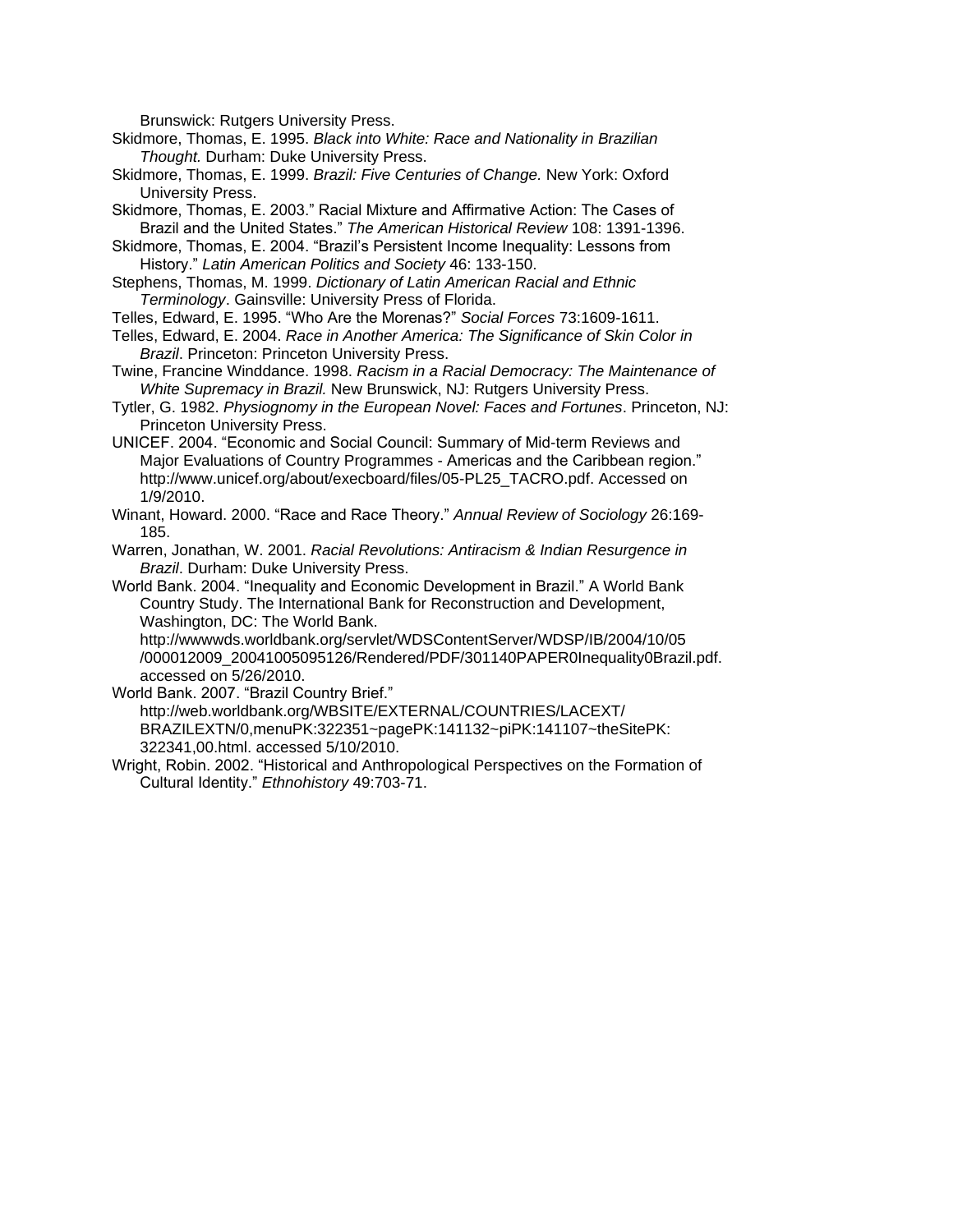Brunswick: Rutgers University Press.

Skidmore, Thomas, E. 1995. *Black into White: Race and Nationality in Brazilian Thought.* Durham: Duke University Press.

Skidmore, Thomas, E. 1999. *Brazil: Five Centuries of Change.* New York: Oxford University Press.

Skidmore, Thomas, E. 2003." Racial Mixture and Affirmative Action: The Cases of Brazil and the United States." *The American Historical Review* 108: 1391-1396.

Skidmore, Thomas, E. 2004. "Brazil's Persistent Income Inequality: Lessons from History." *Latin American Politics and Society* 46: 133-150.

Stephens, Thomas, M. 1999. *Dictionary of Latin American Racial and Ethnic Terminology*. Gainsville: University Press of Florida.

Telles, Edward, E. 1995. "Who Are the Morenas?" *Social Forces* 73:1609-1611.

Telles, Edward, E. 2004. *Race in Another America: The Significance of Skin Color in Brazil*. Princeton: Princeton University Press.

Twine, Francine Winddance. 1998. *Racism in a Racial Democracy: The Maintenance of White Supremacy in Brazil.* New Brunswick, NJ: Rutgers University Press.

Tytler, G. 1982. *Physiognomy in the European Novel: Faces and Fortunes*. Princeton, NJ: Princeton University Press.

UNICEF. 2004. "Economic and Social Council: Summary of Mid-term Reviews and Major Evaluations of Country Programmes - Americas and the Caribbean region." http://www.unicef.org/about/execboard/files/05-PL25_TACRO.pdf. Accessed on 1/9/2010.

Winant, Howard. 2000. "Race and Race Theory." *Annual Review of Sociology* 26:169-185.

Warren, Jonathan, W. 2001. *Racial Revolutions: Antiracism & Indian Resurgence in Brazil*. Durham: Duke University Press.

World Bank. 2004. "Inequality and Economic Development in Brazil." A World Bank Country Study. The International Bank for Reconstruction and Development, Washington, DC: The World Bank. http://wwwwds.worldbank.org/servlet/WDSContentServer/WDSP/IB/2004/10/05/000012009_20041005095126/Rendered/PDF/301140PAPER0Inequality0Brazil.pdf. accessed on 5/26/2010.

World Bank. 2007. "Brazil Country Brief." http://web.worldbank.org/WBSITE/EXTERNAL/COUNTRIES/LACEXT/BRAZILEXTN/0,menuPK:322351~pagePK:141132~piPK:141107~theSitePK:322341,00.html. accessed 5/10/2010.

Wright, Robin. 2002. "Historical and Anthropological Perspectives on the Formation of Cultural Identity." *Ethnohistory* 49:703-71.